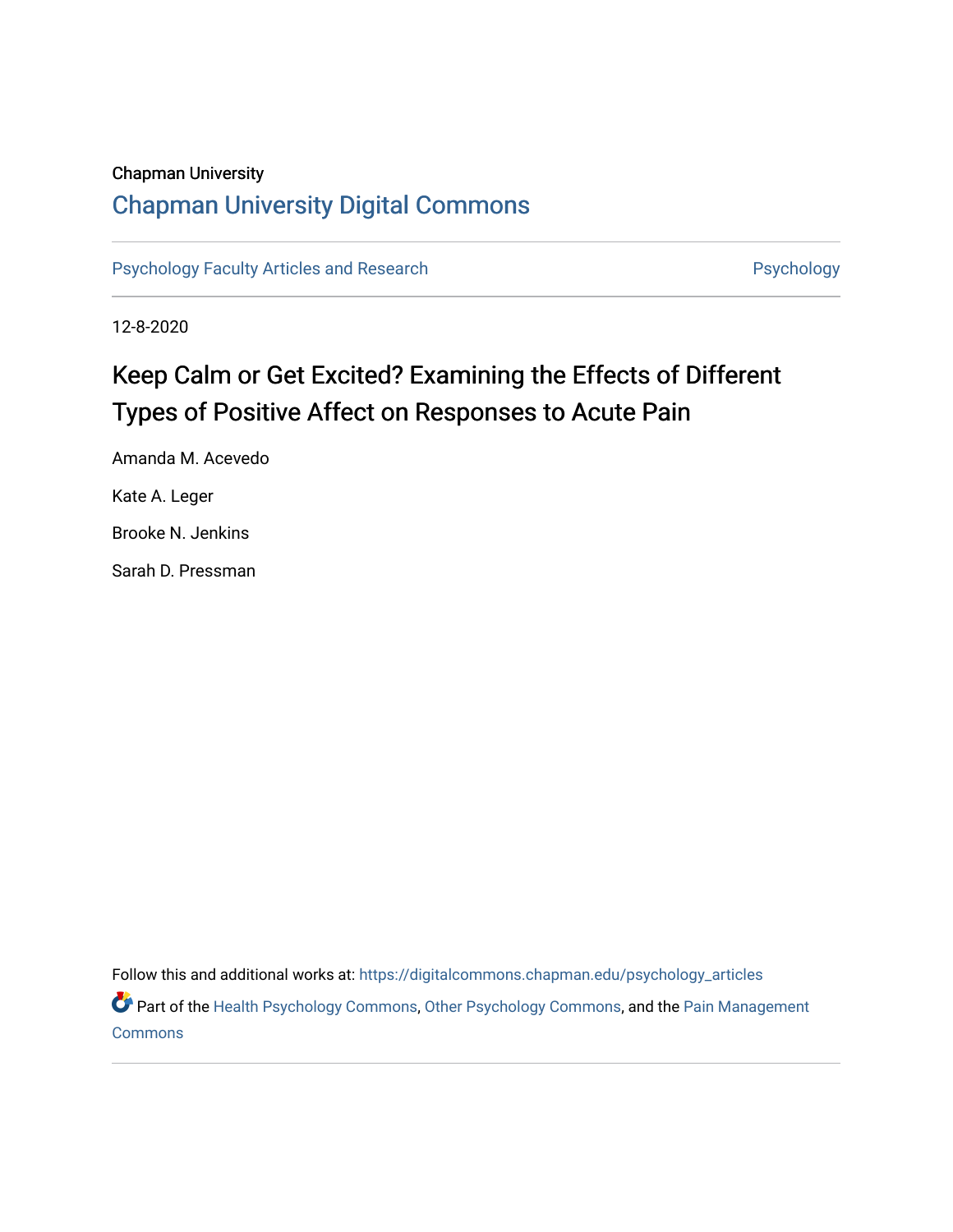Chapman University

# Chapman University Digital Commons

Psychology Faculty Articles and Research

Psychology

12-8-2020

# Keep Calm or Get Excited? Examining the Effects of Different Types of Positive Affect on Responses to Acute Pain

Amanda M. Acevedo

Kate A. Leger

Brooke N. Jenkins

Sarah D. Pressman

Follow this and additional works at: https://digitalcommons.chapman.edu/psychology_articles

Part of the Health Psychology Commons, Other Psychology Commons, and the Pain Management Commons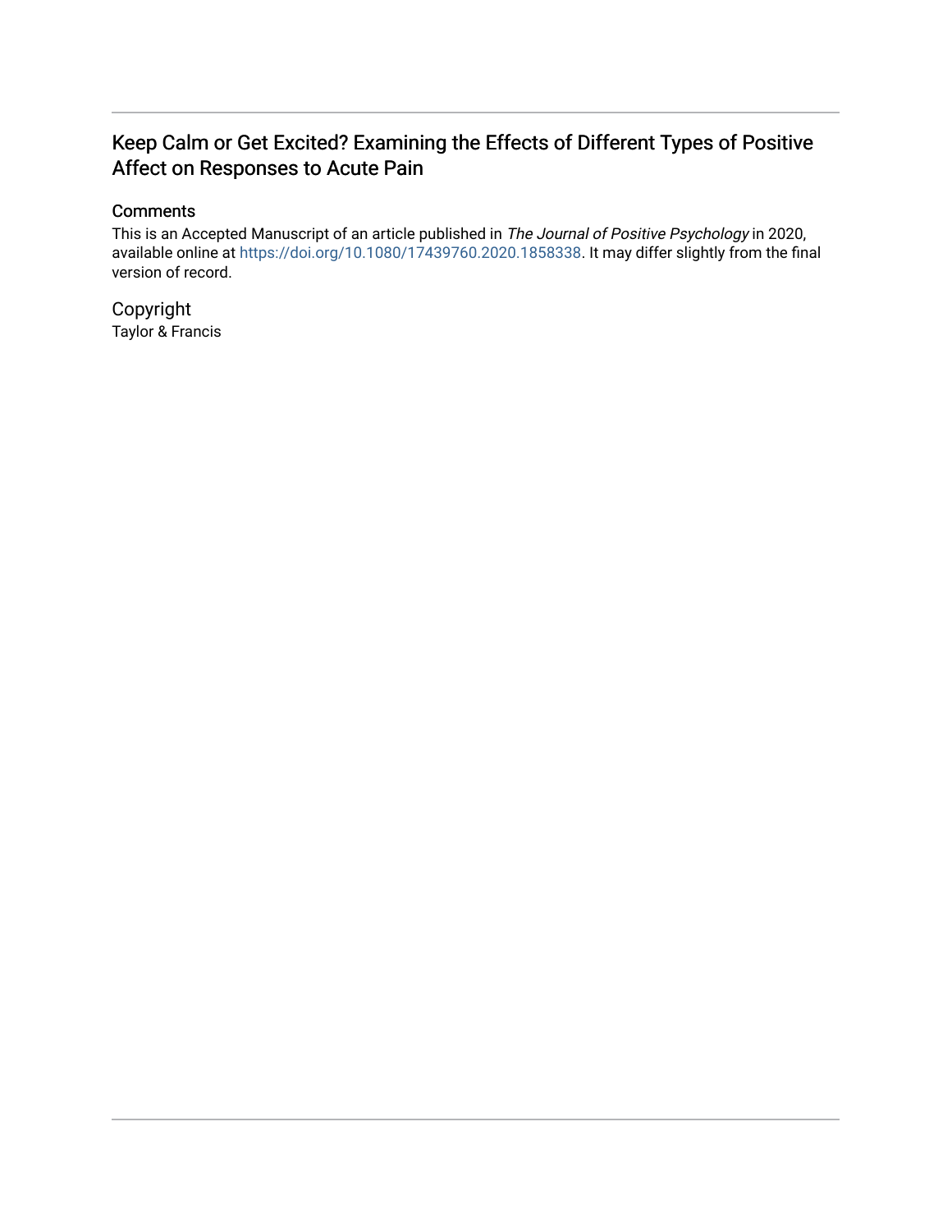# Keep Calm or Get Excited? Examining the Effects of Different Types of Positive Affect on Responses to Acute Pain

## Comments

This is an Accepted Manuscript of an article published in *The Journal of Positive Psychology* in 2020, available online at https://doi.org/10.1080/17439760.2020.1858338. It may differ slightly from the final version of record.

## Copyright

Taylor & Francis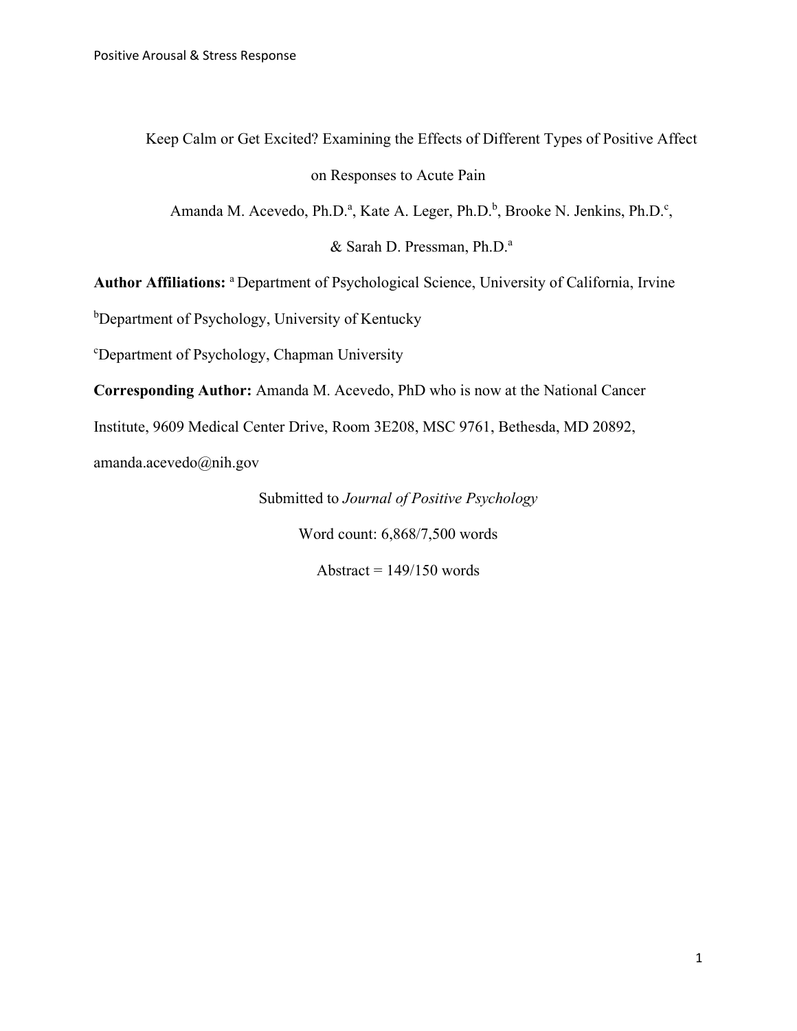Keep Calm or Get Excited? Examining the Effects of Different Types of Positive Affect on Responses to Acute Pain

Amanda M. Acevedo, Ph.D.[a], Kate A. Leger, Ph.D.[b], Brooke N. Jenkins, Ph.D.[c], & Sarah D. Pressman, Ph.D.[a]

**Author Affiliations:** [a] Department of Psychological Science, University of California, Irvine

[b]Department of Psychology, University of Kentucky

[c]Department of Psychology, Chapman University

**Corresponding Author:** Amanda M. Acevedo, PhD who is now at the National Cancer Institute, 9609 Medical Center Drive, Room 3E208, MSC 9761, Bethesda, MD 20892, amanda.acevedo@nih.gov

Submitted to *Journal of Positive Psychology*

Word count: 6,868/7,500 words

Abstract = 149/150 words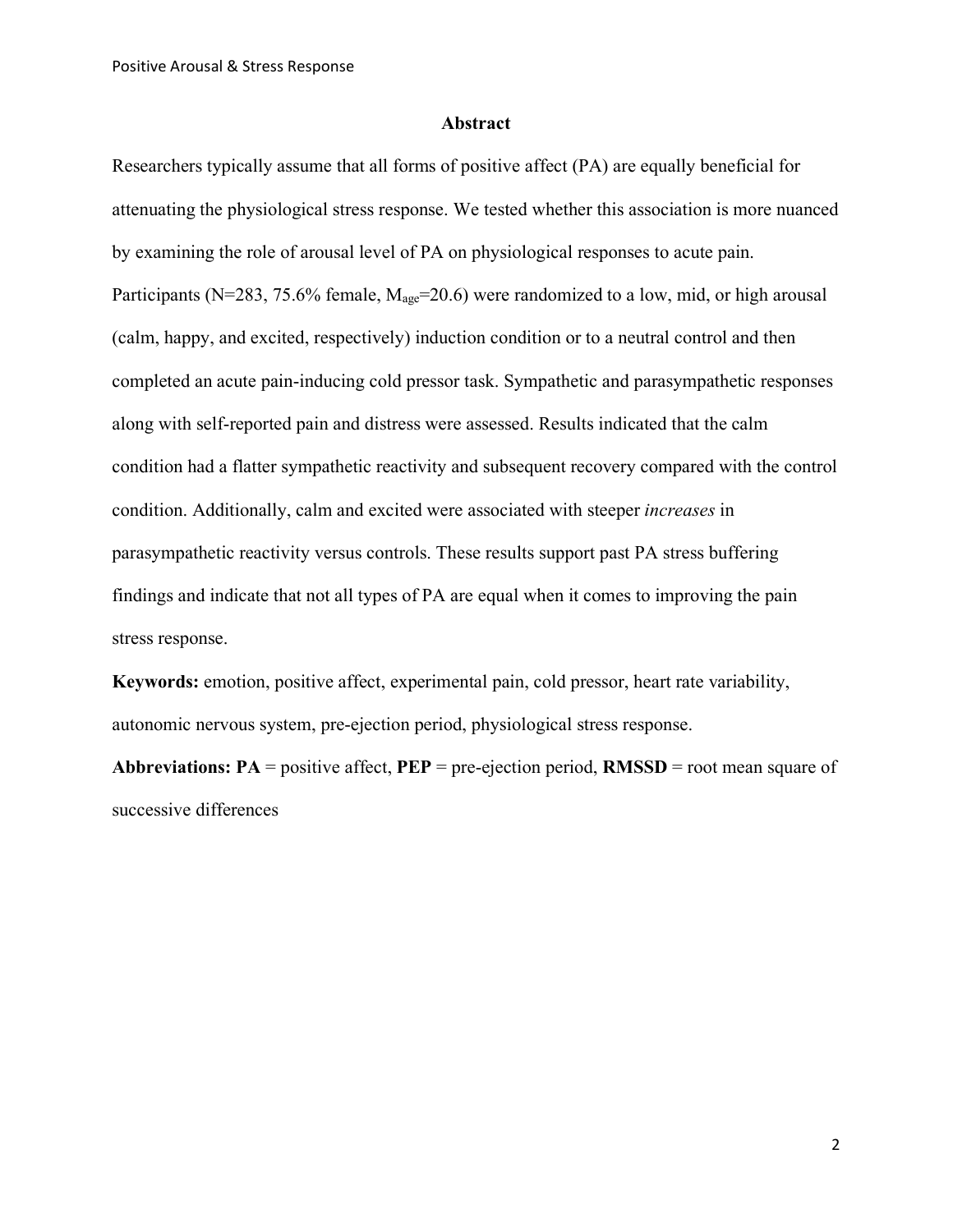## Abstract

Researchers typically assume that all forms of positive affect (PA) are equally beneficial for attenuating the physiological stress response. We tested whether this association is more nuanced by examining the role of arousal level of PA on physiological responses to acute pain. Participants (N=283, 75.6% female, $M_{age}$=20.6) were randomized to a low, mid, or high arousal (calm, happy, and excited, respectively) induction condition or to a neutral control and then completed an acute pain-inducing cold pressor task. Sympathetic and parasympathetic responses along with self-reported pain and distress were assessed. Results indicated that the calm condition had a flatter sympathetic reactivity and subsequent recovery compared with the control condition. Additionally, calm and excited were associated with steeper *increases* in parasympathetic reactivity versus controls. These results support past PA stress buffering findings and indicate that not all types of PA are equal when it comes to improving the pain stress response.

**Keywords:** emotion, positive affect, experimental pain, cold pressor, heart rate variability, autonomic nervous system, pre-ejection period, physiological stress response.

**Abbreviations: PA** = positive affect, **PEP** = pre-ejection period, **RMSSD** = root mean square of successive differences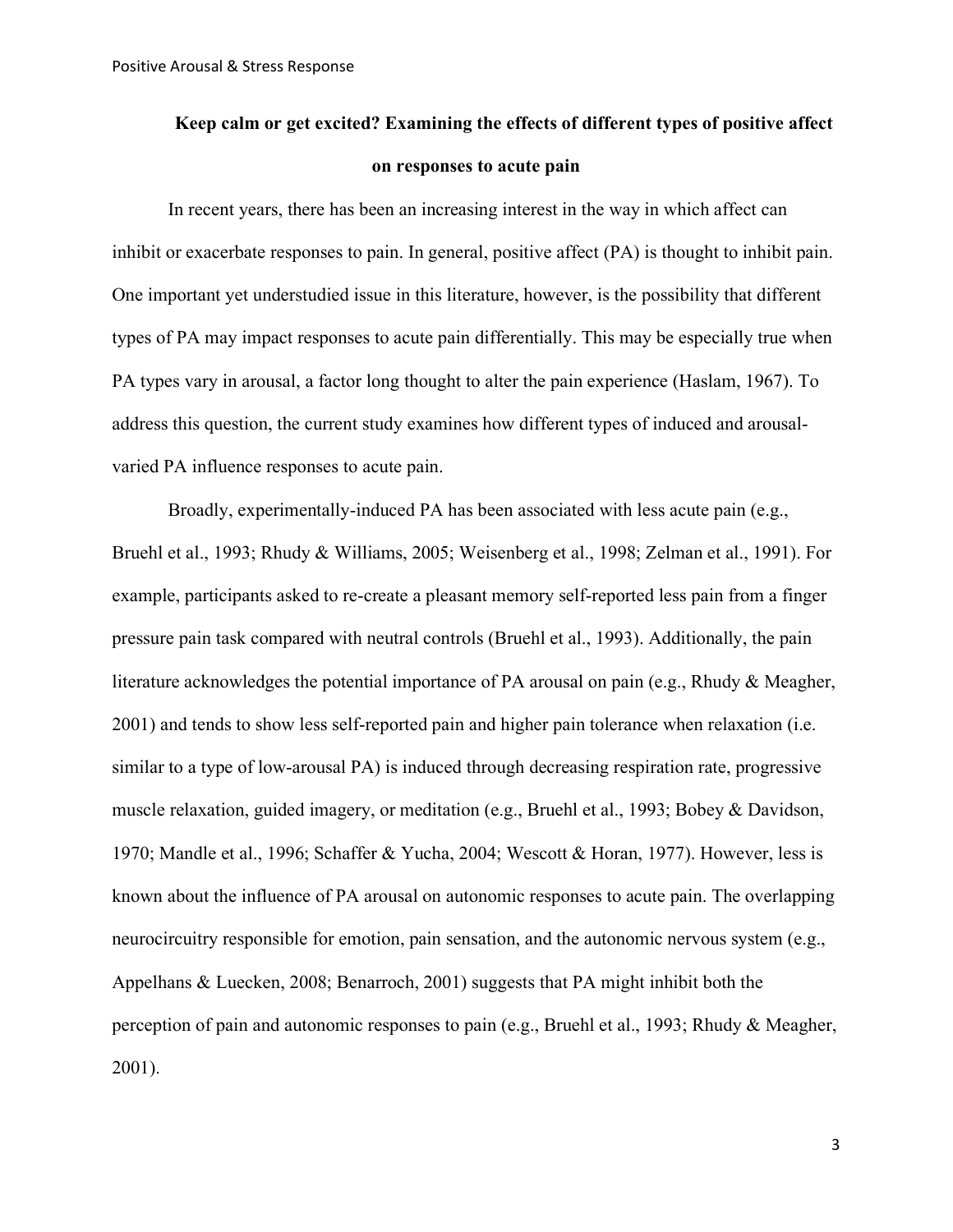**Keep calm or get excited? Examining the effects of different types of positive affect on responses to acute pain**

In recent years, there has been an increasing interest in the way in which affect can inhibit or exacerbate responses to pain. In general, positive affect (PA) is thought to inhibit pain. One important yet understudied issue in this literature, however, is the possibility that different types of PA may impact responses to acute pain differentially. This may be especially true when PA types vary in arousal, a factor long thought to alter the pain experience (Haslam, 1967). To address this question, the current study examines how different types of induced and arousal-varied PA influence responses to acute pain.

Broadly, experimentally-induced PA has been associated with less acute pain (e.g., Bruehl et al., 1993; Rhudy & Williams, 2005; Weisenberg et al., 1998; Zelman et al., 1991). For example, participants asked to re-create a pleasant memory self-reported less pain from a finger pressure pain task compared with neutral controls (Bruehl et al., 1993). Additionally, the pain literature acknowledges the potential importance of PA arousal on pain (e.g., Rhudy & Meagher, 2001) and tends to show less self-reported pain and higher pain tolerance when relaxation (i.e. similar to a type of low-arousal PA) is induced through decreasing respiration rate, progressive muscle relaxation, guided imagery, or meditation (e.g., Bruehl et al., 1993; Bobey & Davidson, 1970; Mandle et al., 1996; Schaffer & Yucha, 2004; Wescott & Horan, 1977). However, less is known about the influence of PA arousal on autonomic responses to acute pain. The overlapping neurocircuitry responsible for emotion, pain sensation, and the autonomic nervous system (e.g., Appelhans & Luecken, 2008; Benarroch, 2001) suggests that PA might inhibit both the perception of pain and autonomic responses to pain (e.g., Bruehl et al., 1993; Rhudy & Meagher, 2001).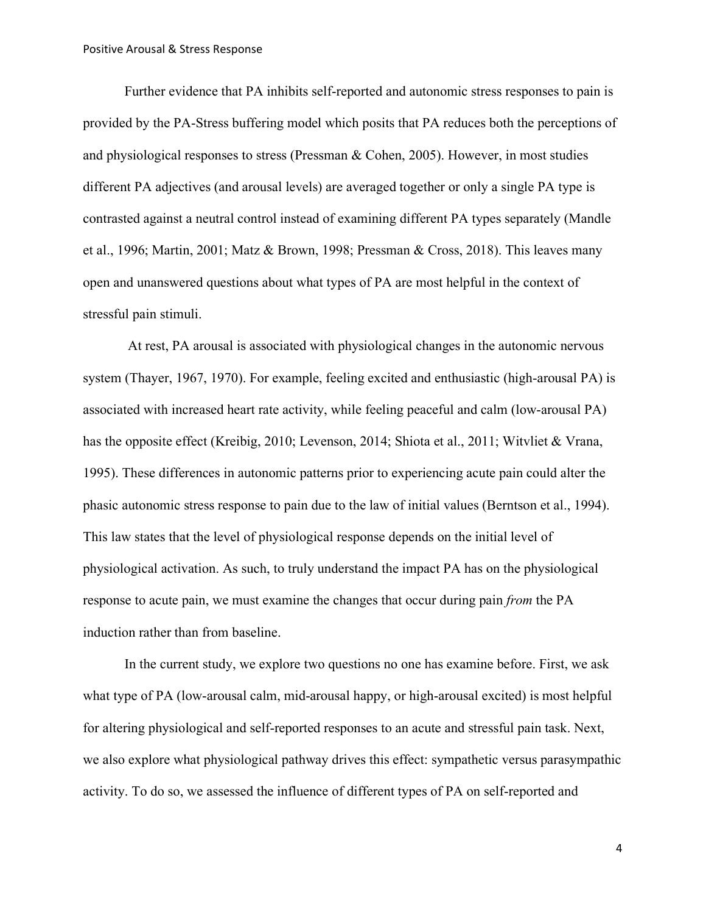Further evidence that PA inhibits self-reported and autonomic stress responses to pain is provided by the PA-Stress buffering model which posits that PA reduces both the perceptions of and physiological responses to stress (Pressman & Cohen, 2005). However, in most studies different PA adjectives (and arousal levels) are averaged together or only a single PA type is contrasted against a neutral control instead of examining different PA types separately (Mandle et al., 1996; Martin, 2001; Matz & Brown, 1998; Pressman & Cross, 2018). This leaves many open and unanswered questions about what types of PA are most helpful in the context of stressful pain stimuli.

At rest, PA arousal is associated with physiological changes in the autonomic nervous system (Thayer, 1967, 1970). For example, feeling excited and enthusiastic (high-arousal PA) is associated with increased heart rate activity, while feeling peaceful and calm (low-arousal PA) has the opposite effect (Kreibig, 2010; Levenson, 2014; Shiota et al., 2011; Witvliet & Vrana, 1995). These differences in autonomic patterns prior to experiencing acute pain could alter the phasic autonomic stress response to pain due to the law of initial values (Berntson et al., 1994). This law states that the level of physiological response depends on the initial level of physiological activation. As such, to truly understand the impact PA has on the physiological response to acute pain, we must examine the changes that occur during pain *from* the PA induction rather than from baseline.

In the current study, we explore two questions no one has examine before. First, we ask what type of PA (low-arousal calm, mid-arousal happy, or high-arousal excited) is most helpful for altering physiological and self-reported responses to an acute and stressful pain task. Next, we also explore what physiological pathway drives this effect: sympathetic versus parasympathetic activity. To do so, we assessed the influence of different types of PA on self-reported and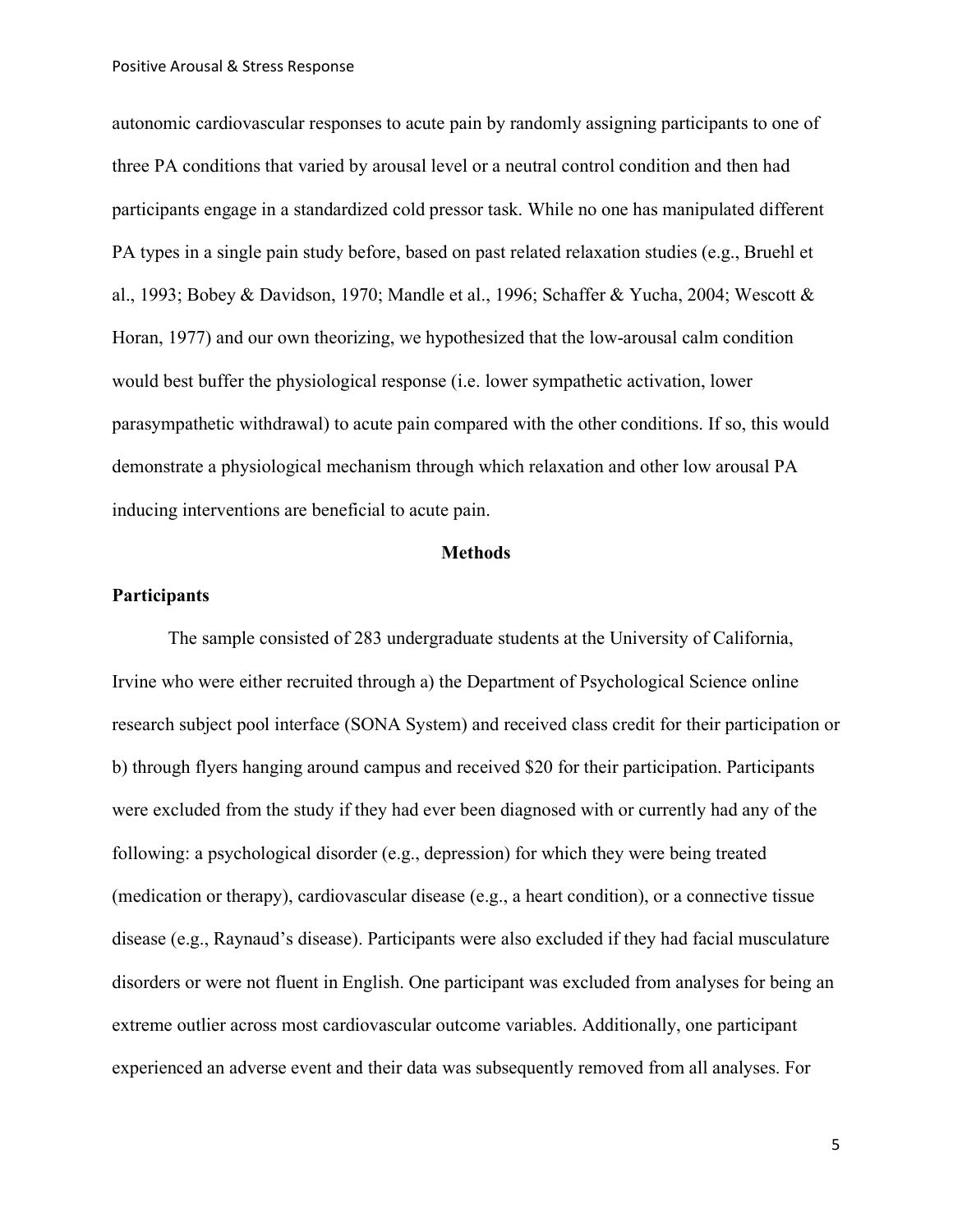autonomic cardiovascular responses to acute pain by randomly assigning participants to one of three PA conditions that varied by arousal level or a neutral control condition and then had participants engage in a standardized cold pressor task. While no one has manipulated different PA types in a single pain study before, based on past related relaxation studies (e.g., Bruehl et al., 1993; Bobey & Davidson, 1970; Mandle et al., 1996; Schaffer & Yucha, 2004; Wescott & Horan, 1977) and our own theorizing, we hypothesized that the low-arousal calm condition would best buffer the physiological response (i.e. lower sympathetic activation, lower parasympathetic withdrawal) to acute pain compared with the other conditions. If so, this would demonstrate a physiological mechanism through which relaxation and other low arousal PA inducing interventions are beneficial to acute pain.

## Methods

### Participants

The sample consisted of 283 undergraduate students at the University of California, Irvine who were either recruited through a) the Department of Psychological Science online research subject pool interface (SONA System) and received class credit for their participation or b) through flyers hanging around campus and received $20 for their participation. Participants were excluded from the study if they had ever been diagnosed with or currently had any of the following: a psychological disorder (e.g., depression) for which they were being treated (medication or therapy), cardiovascular disease (e.g., a heart condition), or a connective tissue disease (e.g., Raynaud's disease). Participants were also excluded if they had facial musculature disorders or were not fluent in English. One participant was excluded from analyses for being an extreme outlier across most cardiovascular outcome variables. Additionally, one participant experienced an adverse event and their data was subsequently removed from all analyses. For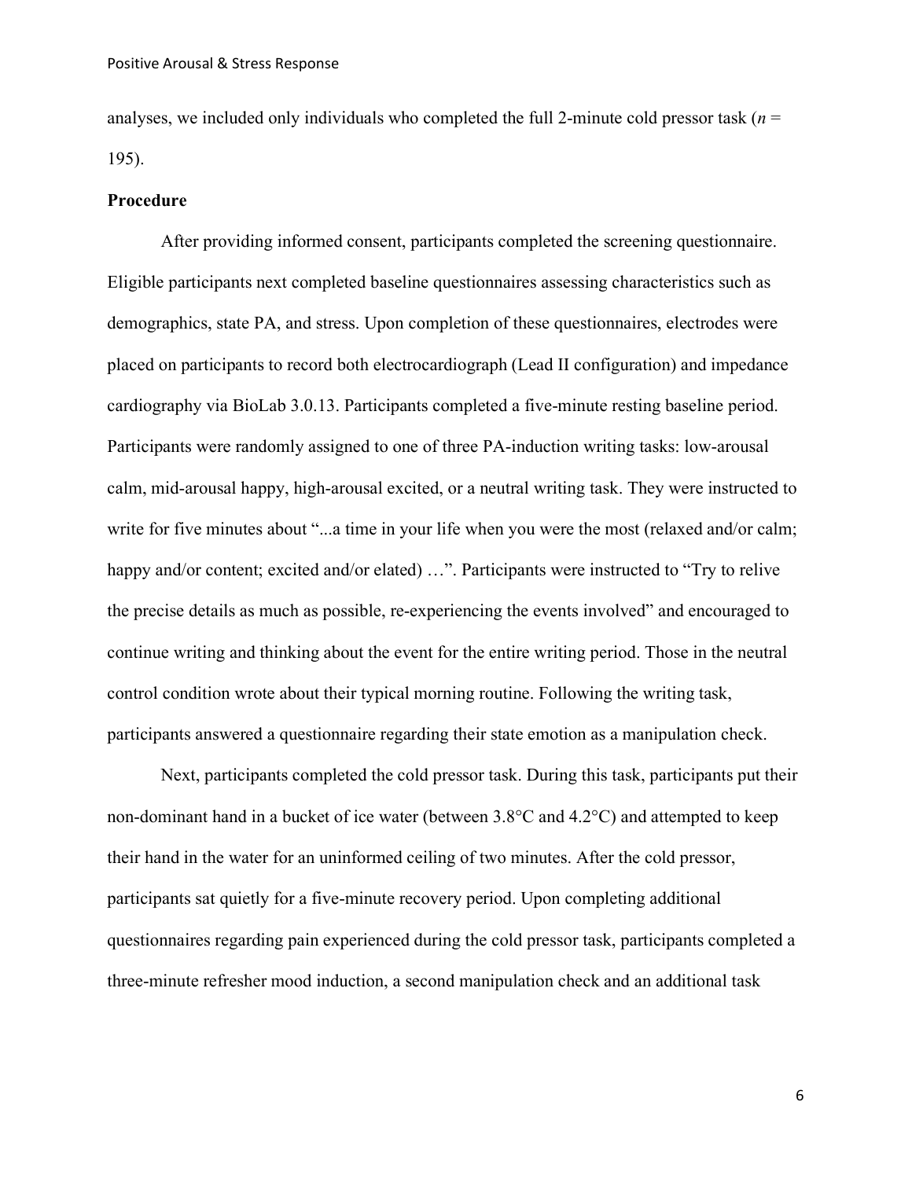analyses, we included only individuals who completed the full 2-minute cold pressor task ($n$ = 195).

**Procedure**

After providing informed consent, participants completed the screening questionnaire. Eligible participants next completed baseline questionnaires assessing characteristics such as demographics, state PA, and stress. Upon completion of these questionnaires, electrodes were placed on participants to record both electrocardiograph (Lead II configuration) and impedance cardiography via BioLab 3.0.13. Participants completed a five-minute resting baseline period. Participants were randomly assigned to one of three PA-induction writing tasks: low-arousal calm, mid-arousal happy, high-arousal excited, or a neutral writing task. They were instructed to write for five minutes about "...a time in your life when you were the most (relaxed and/or calm; happy and/or content; excited and/or elated) …". Participants were instructed to "Try to relive the precise details as much as possible, re-experiencing the events involved" and encouraged to continue writing and thinking about the event for the entire writing period. Those in the neutral control condition wrote about their typical morning routine. Following the writing task, participants answered a questionnaire regarding their state emotion as a manipulation check.

Next, participants completed the cold pressor task. During this task, participants put their non-dominant hand in a bucket of ice water (between 3.8°C and 4.2°C) and attempted to keep their hand in the water for an uninformed ceiling of two minutes. After the cold pressor, participants sat quietly for a five-minute recovery period. Upon completing additional questionnaires regarding pain experienced during the cold pressor task, participants completed a three-minute refresher mood induction, a second manipulation check and an additional task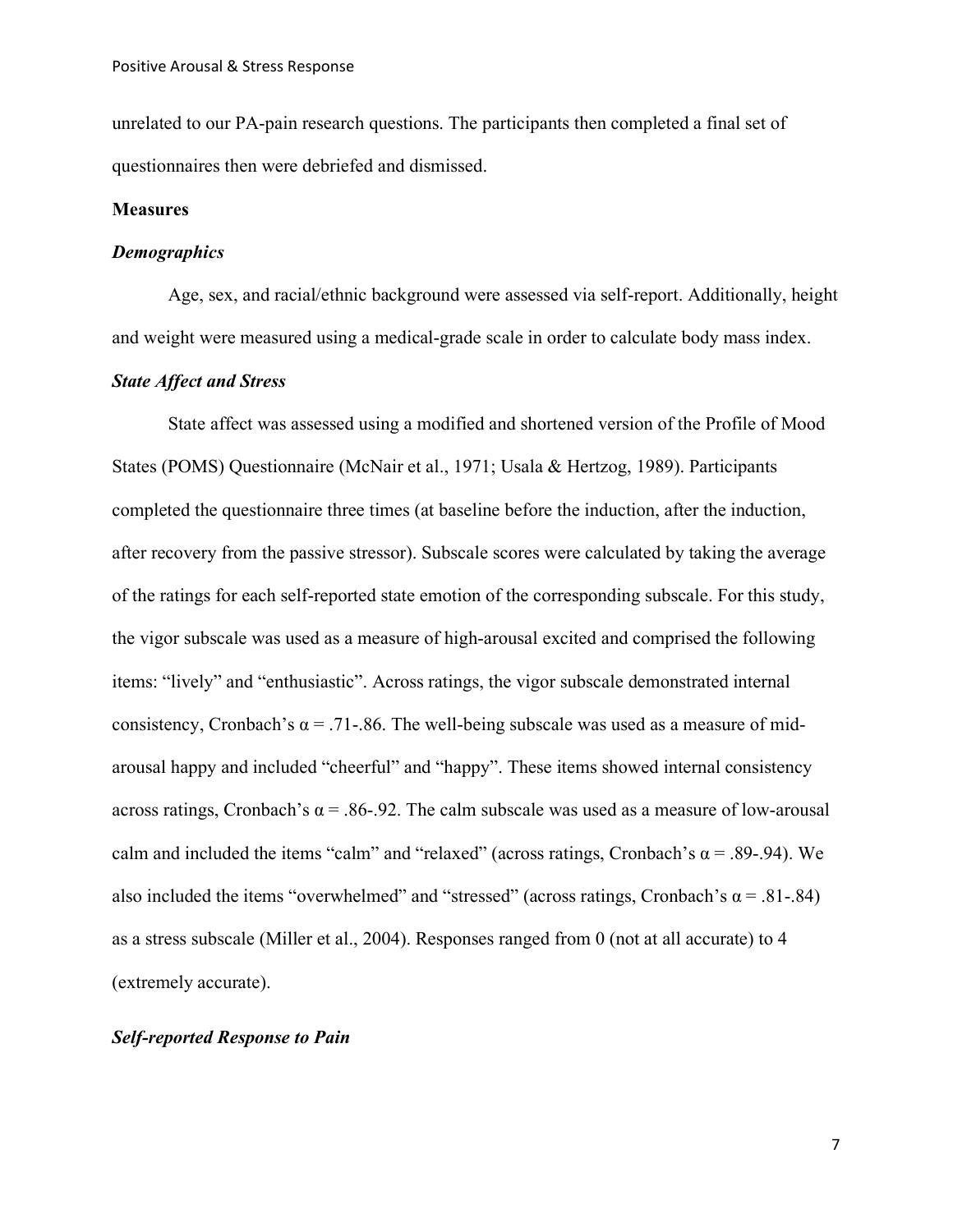unrelated to our PA-pain research questions. The participants then completed a final set of questionnaires then were debriefed and dismissed.

## Measures

### *Demographics*

Age, sex, and racial/ethnic background were assessed via self-report. Additionally, height and weight were measured using a medical-grade scale in order to calculate body mass index.

### *State Affect and Stress*

State affect was assessed using a modified and shortened version of the Profile of Mood States (POMS) Questionnaire (McNair et al., 1971; Usala & Hertzog, 1989). Participants completed the questionnaire three times (at baseline before the induction, after the induction, after recovery from the passive stressor). Subscale scores were calculated by taking the average of the ratings for each self-reported state emotion of the corresponding subscale. For this study, the vigor subscale was used as a measure of high-arousal excited and comprised the following items: "lively" and "enthusiastic". Across ratings, the vigor subscale demonstrated internal consistency, Cronbach's $\alpha$ = .71-.86. The well-being subscale was used as a measure of mid-arousal happy and included "cheerful" and "happy". These items showed internal consistency across ratings, Cronbach's $\alpha$ = .86-.92. The calm subscale was used as a measure of low-arousal calm and included the items "calm" and "relaxed" (across ratings, Cronbach's $\alpha$ = .89-.94). We also included the items "overwhelmed" and "stressed" (across ratings, Cronbach's $\alpha$ = .81-.84) as a stress subscale (Miller et al., 2004). Responses ranged from 0 (not at all accurate) to 4 (extremely accurate).

### *Self-reported Response to Pain*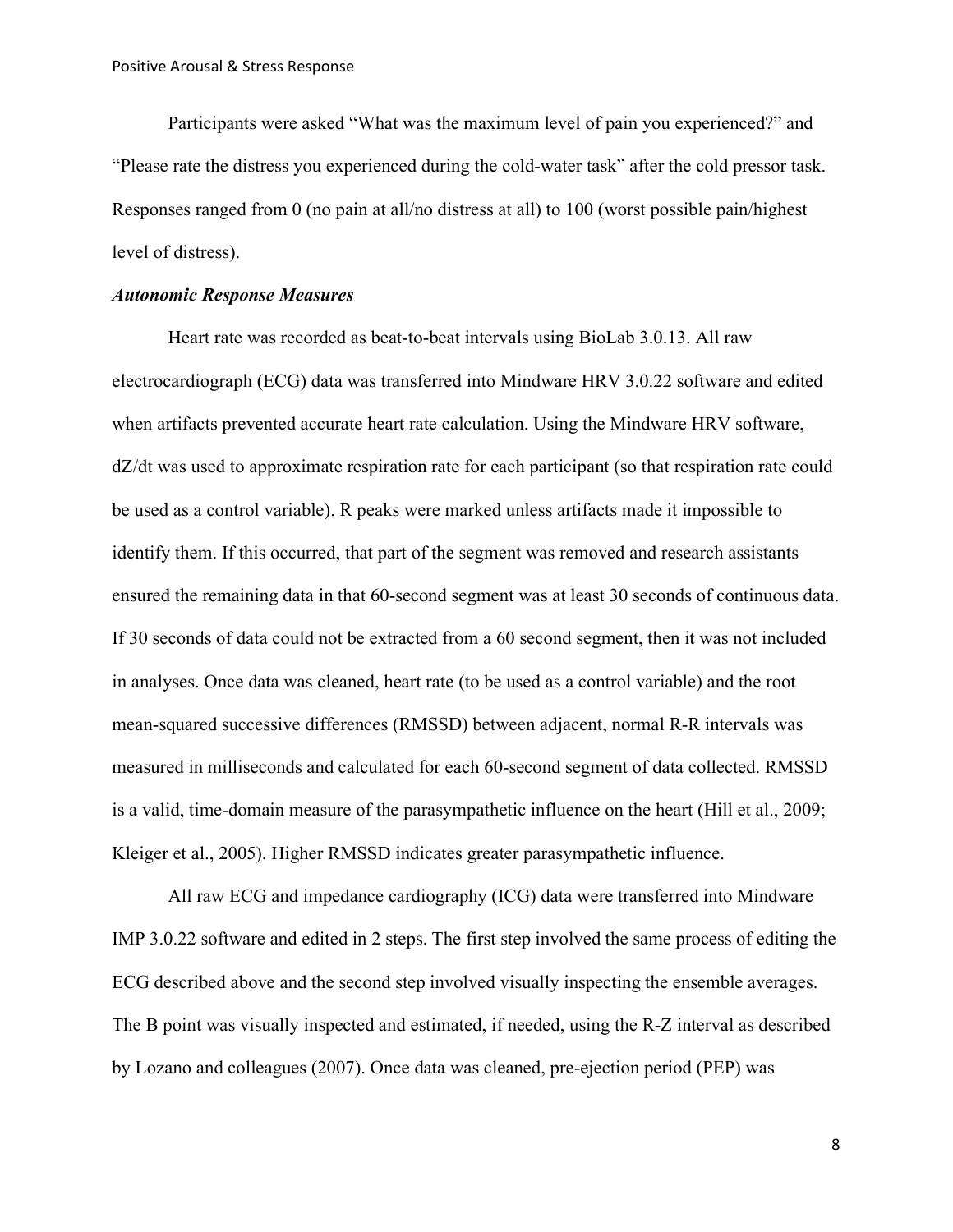Participants were asked “What was the maximum level of pain you experienced?” and “Please rate the distress you experienced during the cold-water task” after the cold pressor task. Responses ranged from 0 (no pain at all/no distress at all) to 100 (worst possible pain/highest level of distress).

***Autonomic Response Measures***

Heart rate was recorded as beat-to-beat intervals using BioLab 3.0.13. All raw electrocardiograph (ECG) data was transferred into Mindware HRV 3.0.22 software and edited when artifacts prevented accurate heart rate calculation. Using the Mindware HRV software, dZ/dt was used to approximate respiration rate for each participant (so that respiration rate could be used as a control variable). R peaks were marked unless artifacts made it impossible to identify them. If this occurred, that part of the segment was removed and research assistants ensured the remaining data in that 60-second segment was at least 30 seconds of continuous data. If 30 seconds of data could not be extracted from a 60 second segment, then it was not included in analyses. Once data was cleaned, heart rate (to be used as a control variable) and the root mean-squared successive differences (RMSSD) between adjacent, normal R-R intervals was measured in milliseconds and calculated for each 60-second segment of data collected. RMSSD is a valid, time-domain measure of the parasympathetic influence on the heart (Hill et al., 2009; Kleiger et al., 2005). Higher RMSSD indicates greater parasympathetic influence.

All raw ECG and impedance cardiography (ICG) data were transferred into Mindware IMP 3.0.22 software and edited in 2 steps. The first step involved the same process of editing the ECG described above and the second step involved visually inspecting the ensemble averages. The B point was visually inspected and estimated, if needed, using the R-Z interval as described by Lozano and colleagues (2007). Once data was cleaned, pre-ejection period (PEP) was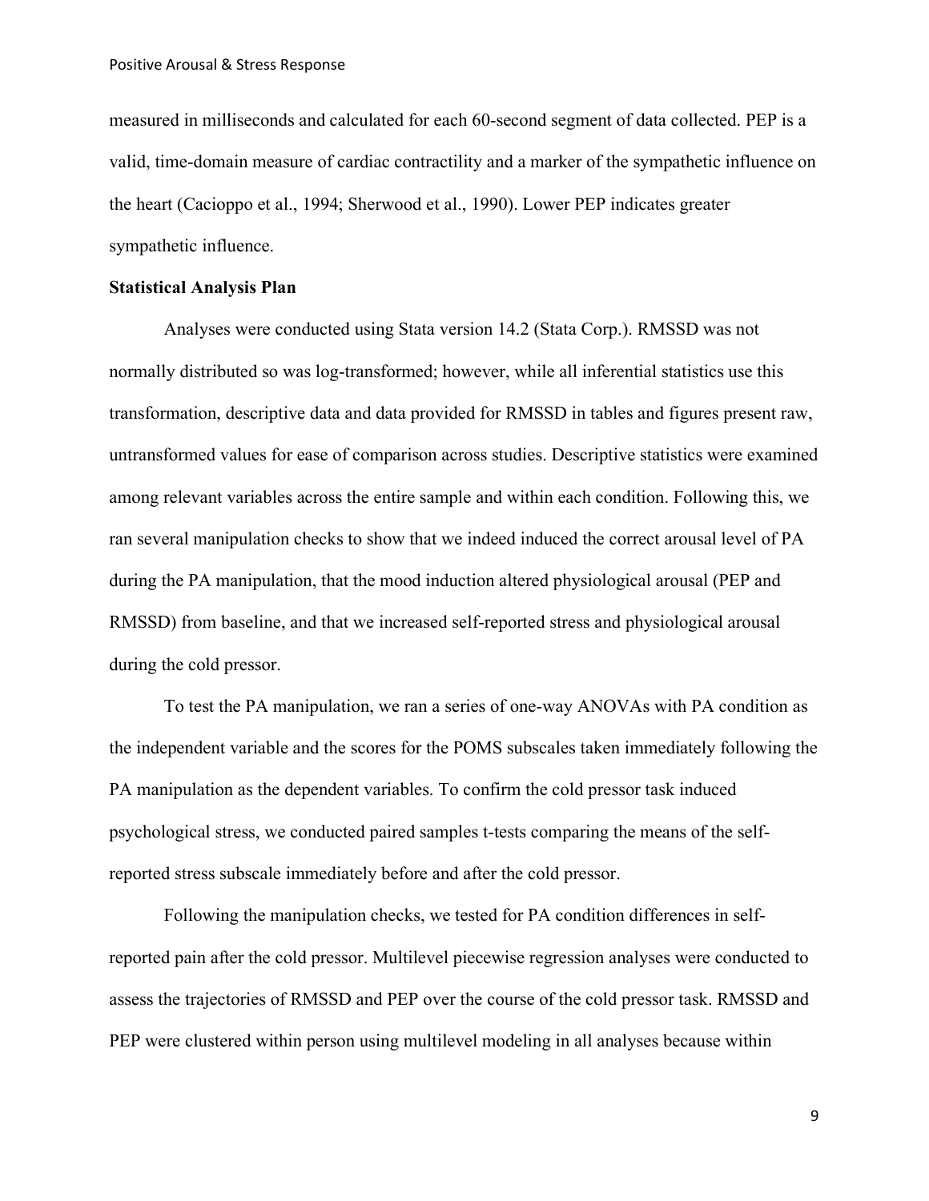measured in milliseconds and calculated for each 60-second segment of data collected. PEP is a valid, time-domain measure of cardiac contractility and a marker of the sympathetic influence on the heart (Cacioppo et al., 1994; Sherwood et al., 1990). Lower PEP indicates greater sympathetic influence.

**Statistical Analysis Plan**

Analyses were conducted using Stata version 14.2 (Stata Corp.). RMSSD was not normally distributed so was log-transformed; however, while all inferential statistics use this transformation, descriptive data and data provided for RMSSD in tables and figures present raw, untransformed values for ease of comparison across studies. Descriptive statistics were examined among relevant variables across the entire sample and within each condition. Following this, we ran several manipulation checks to show that we indeed induced the correct arousal level of PA during the PA manipulation, that the mood induction altered physiological arousal (PEP and RMSSD) from baseline, and that we increased self-reported stress and physiological arousal during the cold pressor.

To test the PA manipulation, we ran a series of one-way ANOVAs with PA condition as the independent variable and the scores for the POMS subscales taken immediately following the PA manipulation as the dependent variables. To confirm the cold pressor task induced psychological stress, we conducted paired samples t-tests comparing the means of the self-reported stress subscale immediately before and after the cold pressor.

Following the manipulation checks, we tested for PA condition differences in self-reported pain after the cold pressor. Multilevel piecewise regression analyses were conducted to assess the trajectories of RMSSD and PEP over the course of the cold pressor task. RMSSD and PEP were clustered within person using multilevel modeling in all analyses because within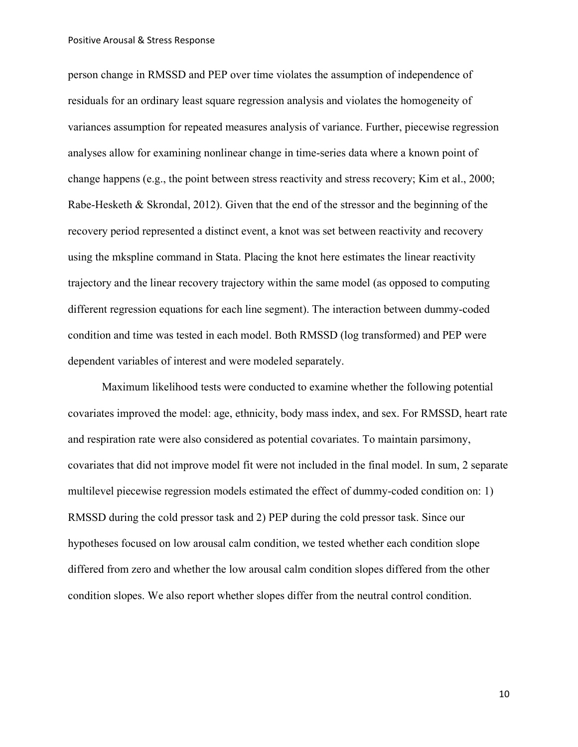person change in RMSSD and PEP over time violates the assumption of independence of residuals for an ordinary least square regression analysis and violates the homogeneity of variances assumption for repeated measures analysis of variance. Further, piecewise regression analyses allow for examining nonlinear change in time-series data where a known point of change happens (e.g., the point between stress reactivity and stress recovery; Kim et al., 2000; Rabe-Hesketh & Skrondal, 2012). Given that the end of the stressor and the beginning of the recovery period represented a distinct event, a knot was set between reactivity and recovery using the mkspline command in Stata. Placing the knot here estimates the linear reactivity trajectory and the linear recovery trajectory within the same model (as opposed to computing different regression equations for each line segment). The interaction between dummy-coded condition and time was tested in each model. Both RMSSD (log transformed) and PEP were dependent variables of interest and were modeled separately.

Maximum likelihood tests were conducted to examine whether the following potential covariates improved the model: age, ethnicity, body mass index, and sex. For RMSSD, heart rate and respiration rate were also considered as potential covariates. To maintain parsimony, covariates that did not improve model fit were not included in the final model. In sum, 2 separate multilevel piecewise regression models estimated the effect of dummy-coded condition on: 1) RMSSD during the cold pressor task and 2) PEP during the cold pressor task. Since our hypotheses focused on low arousal calm condition, we tested whether each condition slope differed from zero and whether the low arousal calm condition slopes differed from the other condition slopes. We also report whether slopes differ from the neutral control condition.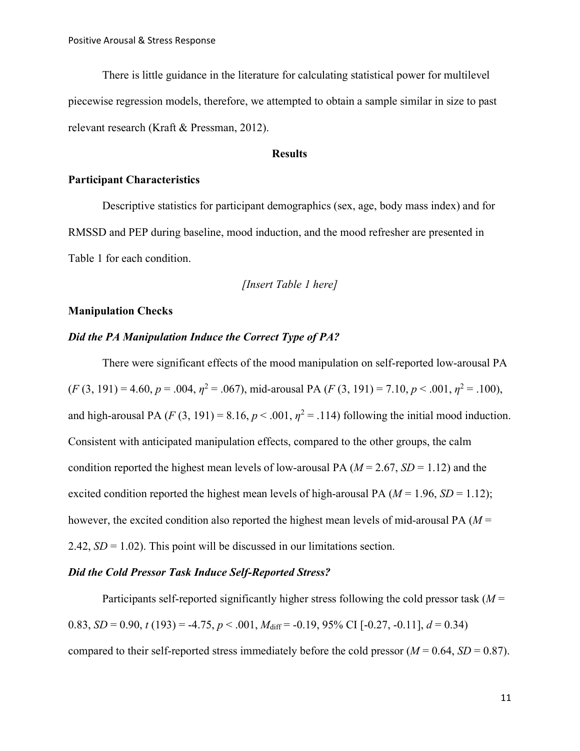There is little guidance in the literature for calculating statistical power for multilevel piecewise regression models, therefore, we attempted to obtain a sample similar in size to past relevant research (Kraft & Pressman, 2012).

## Results

### Participant Characteristics

Descriptive statistics for participant demographics (sex, age, body mass index) and for RMSSD and PEP during baseline, mood induction, and the mood refresher are presented in Table 1 for each condition.

*[Insert Table 1 here]*

### Manipulation Checks

#### *Did the PA Manipulation Induce the Correct Type of PA?*

There were significant effects of the mood manipulation on self-reported low-arousal PA ($F$ (3, 191) = 4.60, $p$ = .004, $\eta^2$ = .067), mid-arousal PA ($F$ (3, 191) = 7.10, $p$ < .001, $\eta^2$ = .100), and high-arousal PA ($F$ (3, 191) = 8.16, $p$ < .001, $\eta^2$ = .114) following the initial mood induction. Consistent with anticipated manipulation effects, compared to the other groups, the calm condition reported the highest mean levels of low-arousal PA ($M$ = 2.67, $SD$ = 1.12) and the excited condition reported the highest mean levels of high-arousal PA ($M$ = 1.96, $SD$ = 1.12); however, the excited condition also reported the highest mean levels of mid-arousal PA ($M$ = 2.42, $SD$ = 1.02). This point will be discussed in our limitations section.

#### *Did the Cold Pressor Task Induce Self-Reported Stress?*

Participants self-reported significantly higher stress following the cold pressor task ($M$ = 0.83, $SD$ = 0.90, $t$ (193) = -4.75, $p$ < .001, $M_{\text{diff}}$ = -0.19, 95% CI [-0.27, -0.11], $d$ = 0.34) compared to their self-reported stress immediately before the cold pressor ($M$ = 0.64, $SD$ = 0.87).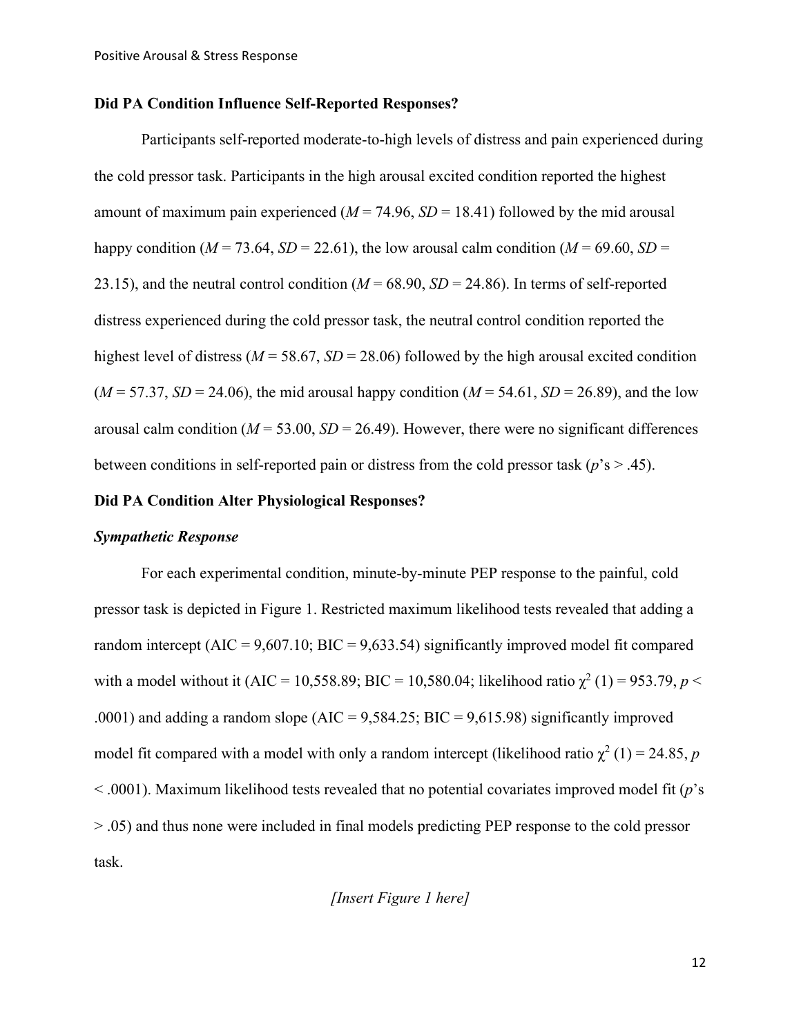### Did PA Condition Influence Self-Reported Responses?

Participants self-reported moderate-to-high levels of distress and pain experienced during the cold pressor task. Participants in the high arousal excited condition reported the highest amount of maximum pain experienced ($M$ = 74.96, $SD$ = 18.41) followed by the mid arousal happy condition ($M$ = 73.64, $SD$ = 22.61), the low arousal calm condition ($M$ = 69.60, $SD$ = 23.15), and the neutral control condition ($M$ = 68.90, $SD$ = 24.86). In terms of self-reported distress experienced during the cold pressor task, the neutral control condition reported the highest level of distress ($M$ = 58.67, $SD$ = 28.06) followed by the high arousal excited condition ($M$ = 57.37, $SD$ = 24.06), the mid arousal happy condition ($M$ = 54.61, $SD$ = 26.89), and the low arousal calm condition ($M$ = 53.00, $SD$ = 26.49). However, there were no significant differences between conditions in self-reported pain or distress from the cold pressor task ($p$'s > .45).

### Did PA Condition Alter Physiological Responses?

#### *Sympathetic Response*

For each experimental condition, minute-by-minute PEP response to the painful, cold pressor task is depicted in Figure 1. Restricted maximum likelihood tests revealed that adding a random intercept (AIC = 9,607.10; BIC = 9,633.54) significantly improved model fit compared with a model without it (AIC = 10,558.89; BIC = 10,580.04; likelihood ratio $\chi^2$ (1) = 953.79, $p$ < .0001) and adding a random slope (AIC = 9,584.25; BIC = 9,615.98) significantly improved model fit compared with a model with only a random intercept (likelihood ratio $\chi^2$ (1) = 24.85, $p$ < .0001). Maximum likelihood tests revealed that no potential covariates improved model fit ($p$'s > .05) and thus none were included in final models predicting PEP response to the cold pressor task.

*[Insert Figure 1 here]*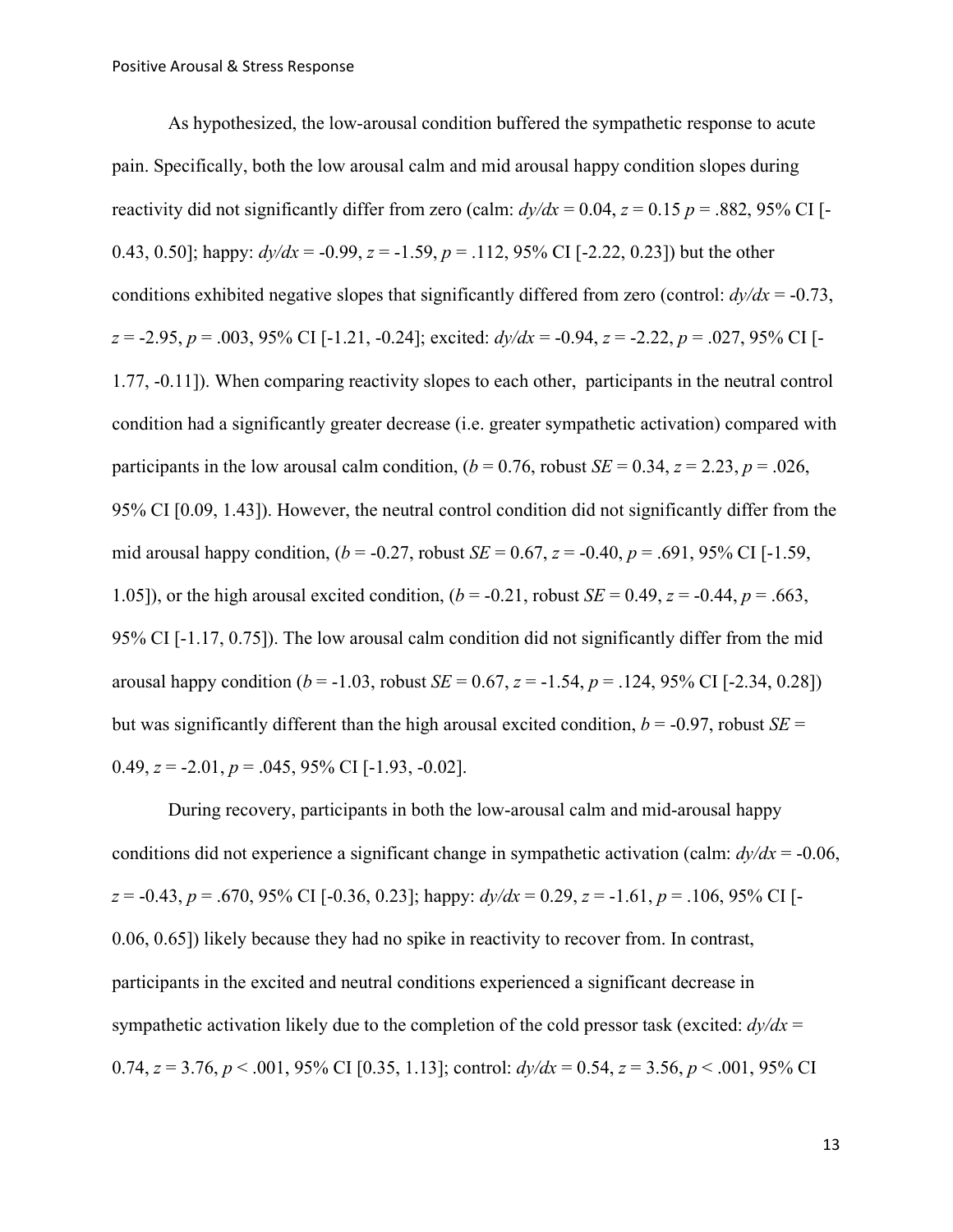As hypothesized, the low-arousal condition buffered the sympathetic response to acute pain. Specifically, both the low arousal calm and mid arousal happy condition slopes during reactivity did not significantly differ from zero (calm: $dy/dx$ = 0.04, $z$ = 0.15 $p$ = .882, 95% CI [-0.43, 0.50]; happy: $dy/dx$ = -0.99, $z$ = -1.59, $p$ = .112, 95% CI [-2.22, 0.23]) but the other conditions exhibited negative slopes that significantly differed from zero (control: $dy/dx$ = -0.73, $z$ = -2.95, $p$ = .003, 95% CI [-1.21, -0.24]; excited: $dy/dx$ = -0.94, $z$ = -2.22, $p$ = .027, 95% CI [-1.77, -0.11]). When comparing reactivity slopes to each other, participants in the neutral control condition had a significantly greater decrease (i.e. greater sympathetic activation) compared with participants in the low arousal calm condition, ($b$ = 0.76, robust $SE$ = 0.34, $z$ = 2.23, $p$ = .026, 95% CI [0.09, 1.43]). However, the neutral control condition did not significantly differ from the mid arousal happy condition, ($b$ = -0.27, robust $SE$ = 0.67, $z$ = -0.40, $p$ = .691, 95% CI [-1.59, 1.05]), or the high arousal excited condition, ($b$ = -0.21, robust $SE$ = 0.49, $z$ = -0.44, $p$ = .663, 95% CI [-1.17, 0.75]). The low arousal calm condition did not significantly differ from the mid arousal happy condition ($b$ = -1.03, robust $SE$ = 0.67, $z$ = -1.54, $p$ = .124, 95% CI [-2.34, 0.28]) but was significantly different than the high arousal excited condition, $b$ = -0.97, robust $SE$ = 0.49, $z$ = -2.01, $p$ = .045, 95% CI [-1.93, -0.02].

During recovery, participants in both the low-arousal calm and mid-arousal happy conditions did not experience a significant change in sympathetic activation (calm: $dy/dx$ = -0.06, $z$ = -0.43, $p$ = .670, 95% CI [-0.36, 0.23]; happy: $dy/dx$ = 0.29, $z$ = -1.61, $p$ = .106, 95% CI [-0.06, 0.65]) likely because they had no spike in reactivity to recover from. In contrast, participants in the excited and neutral conditions experienced a significant decrease in sympathetic activation likely due to the completion of the cold pressor task (excited: $dy/dx$ = 0.74, $z$ = 3.76, $p$ < .001, 95% CI [0.35, 1.13]; control: $dy/dx$ = 0.54, $z$ = 3.56, $p$ < .001, 95% CI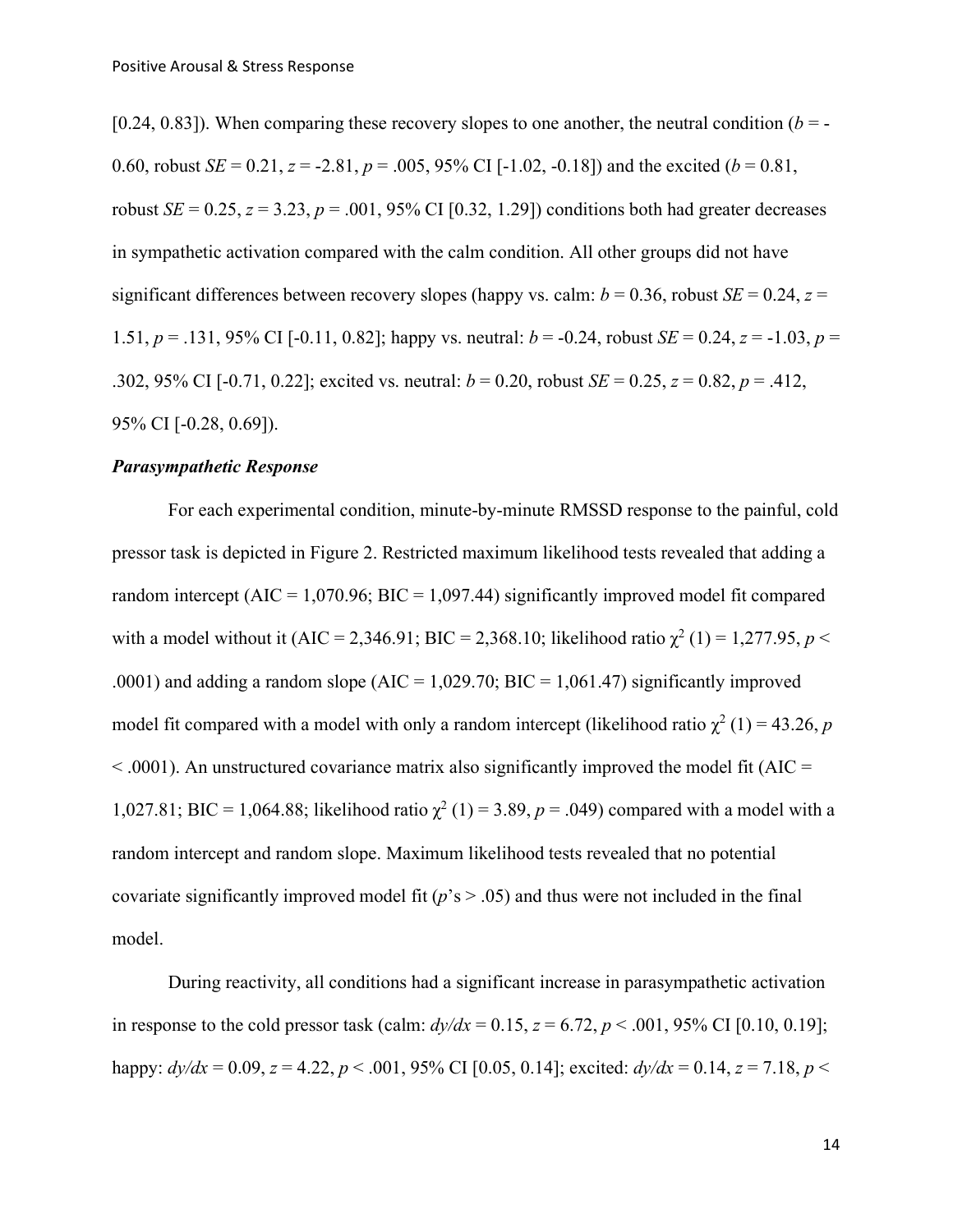[0.24, 0.83]). When comparing these recovery slopes to one another, the neutral condition ($b$ = -0.60, robust $SE$ = 0.21, $z$ = -2.81, $p$ = .005, 95% CI [-1.02, -0.18]) and the excited ($b$ = 0.81, robust $SE$ = 0.25, $z$ = 3.23, $p$ = .001, 95% CI [0.32, 1.29]) conditions both had greater decreases in sympathetic activation compared with the calm condition. All other groups did not have significant differences between recovery slopes (happy vs. calm: $b$ = 0.36, robust $SE$ = 0.24, $z$ = 1.51, $p$ = .131, 95% CI [-0.11, 0.82]; happy vs. neutral: $b$ = -0.24, robust $SE$ = 0.24, $z$ = -1.03, $p$ = .302, 95% CI [-0.71, 0.22]; excited vs. neutral: $b$ = 0.20, robust $SE$ = 0.25, $z$ = 0.82, $p$ = .412, 95% CI [-0.28, 0.69]).

### ***Parasympathetic Response***

For each experimental condition, minute-by-minute RMSSD response to the painful, cold pressor task is depicted in Figure 2. Restricted maximum likelihood tests revealed that adding a random intercept (AIC = 1,070.96; BIC = 1,097.44) significantly improved model fit compared with a model without it (AIC = 2,346.91; BIC = 2,368.10; likelihood ratio $\chi^2$ (1) = 1,277.95, $p$ < .0001) and adding a random slope (AIC = 1,029.70; BIC = 1,061.47) significantly improved model fit compared with a model with only a random intercept (likelihood ratio $\chi^2$ (1) = 43.26, $p$ < .0001). An unstructured covariance matrix also significantly improved the model fit (AIC = 1,027.81; BIC = 1,064.88; likelihood ratio $\chi^2$ (1) = 3.89, $p$ = .049) compared with a model with a random intercept and random slope. Maximum likelihood tests revealed that no potential covariate significantly improved model fit ($p$'s > .05) and thus were not included in the final model.

During reactivity, all conditions had a significant increase in parasympathetic activation in response to the cold pressor task (calm: $dy/dx$ = 0.15, $z$ = 6.72, $p$ < .001, 95% CI [0.10, 0.19]; happy: $dy/dx$ = 0.09, $z$ = 4.22, $p$ < .001, 95% CI [0.05, 0.14]; excited: $dy/dx$ = 0.14, $z$ = 7.18, $p$ <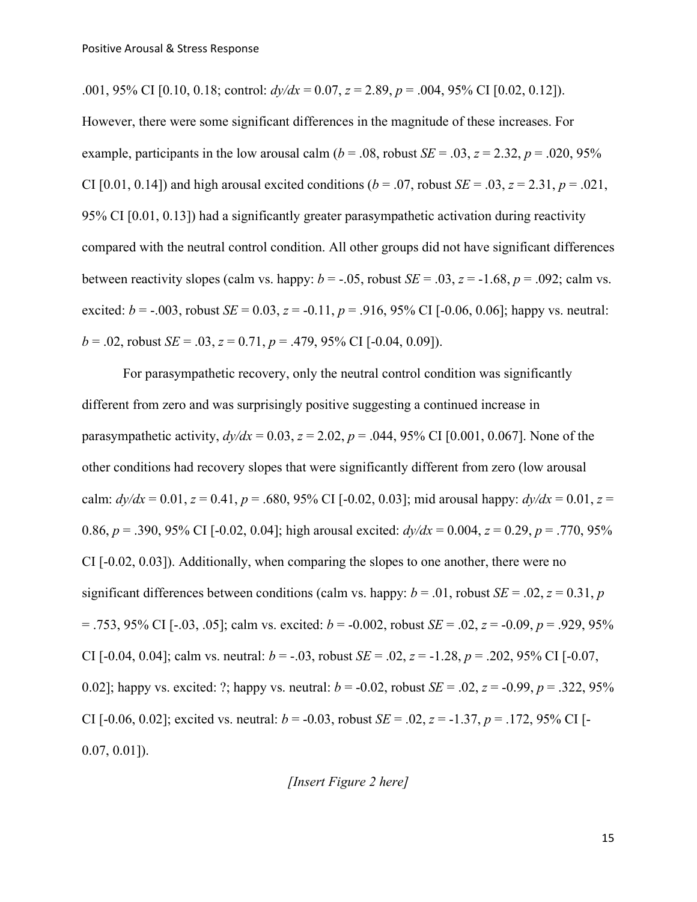.001, 95% CI [0.10, 0.18; control: $dy/dx = 0.07$, $z = 2.89$, $p = .004$, 95% CI [0.02, 0.12]). However, there were some significant differences in the magnitude of these increases. For example, participants in the low arousal calm ($b = .08$, robust $SE = .03$, $z = 2.32$, $p = .020$, 95% CI [0.01, 0.14]) and high arousal excited conditions ($b = .07$, robust $SE = .03$, $z = 2.31$, $p = .021$, 95% CI [0.01, 0.13]) had a significantly greater parasympathetic activation during reactivity compared with the neutral control condition. All other groups did not have significant differences between reactivity slopes (calm vs. happy: $b = -.05$, robust $SE = .03$, $z = -1.68$, $p = .092$; calm vs. excited: $b = -.003$, robust $SE = 0.03$, $z = -0.11$, $p = .916$, 95% CI [-0.06, 0.06]; happy vs. neutral: $b = .02$, robust $SE = .03$, $z = 0.71$, $p = .479$, 95% CI [-0.04, 0.09]).

For parasympathetic recovery, only the neutral control condition was significantly different from zero and was surprisingly positive suggesting a continued increase in parasympathetic activity, $dy/dx = 0.03$, $z = 2.02$, $p = .044$, 95% CI [0.001, 0.067]. None of the other conditions had recovery slopes that were significantly different from zero (low arousal calm: $dy/dx = 0.01$, $z = 0.41$, $p = .680$, 95% CI [-0.02, 0.03]; mid arousal happy: $dy/dx = 0.01$, $z = 0.86$, $p = .390$, 95% CI [-0.02, 0.04]; high arousal excited: $dy/dx = 0.004$, $z = 0.29$, $p = .770$, 95% CI [-0.02, 0.03]). Additionally, when comparing the slopes to one another, there were no significant differences between conditions (calm vs. happy: $b = .01$, robust $SE = .02$, $z = 0.31$, $p = .753$, 95% CI [-.03, .05]; calm vs. excited: $b = -0.002$, robust $SE = .02$, $z = -0.09$, $p = .929$, 95% CI [-0.04, 0.04]; calm vs. neutral: $b = -.03$, robust $SE = .02$, $z = -1.28$, $p = .202$, 95% CI [-0.07, 0.02]; happy vs. excited: ?; happy vs. neutral: $b = -0.02$, robust $SE = .02$, $z = -0.99$, $p = .322$, 95% CI [-0.06, 0.02]; excited vs. neutral: $b = -0.03$, robust $SE = .02$, $z = -1.37$, $p = .172$, 95% CI [-0.07, 0.01]).

*[Insert Figure 2 here]*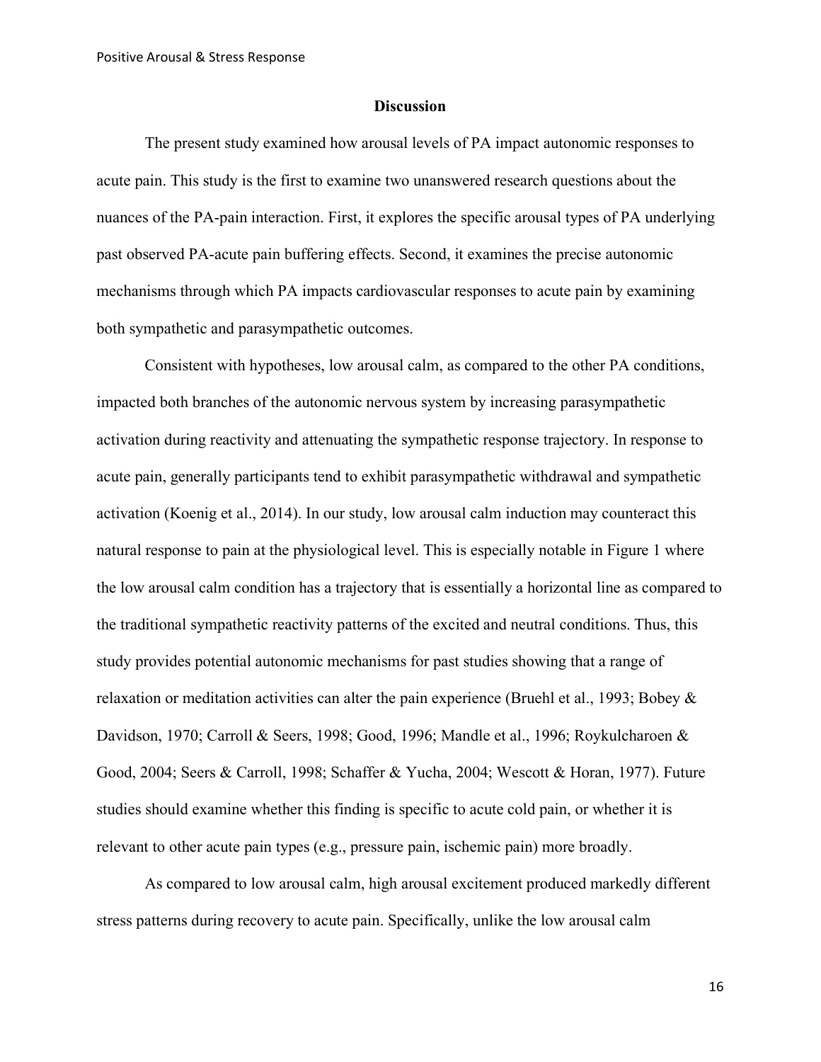## Discussion

The present study examined how arousal levels of PA impact autonomic responses to acute pain. This study is the first to examine two unanswered research questions about the nuances of the PA-pain interaction. First, it explores the specific arousal types of PA underlying past observed PA-acute pain buffering effects. Second, it examines the precise autonomic mechanisms through which PA impacts cardiovascular responses to acute pain by examining both sympathetic and parasympathetic outcomes.

Consistent with hypotheses, low arousal calm, as compared to the other PA conditions, impacted both branches of the autonomic nervous system by increasing parasympathetic activation during reactivity and attenuating the sympathetic response trajectory. In response to acute pain, generally participants tend to exhibit parasympathetic withdrawal and sympathetic activation (Koenig et al., 2014). In our study, low arousal calm induction may counteract this natural response to pain at the physiological level. This is especially notable in Figure 1 where the low arousal calm condition has a trajectory that is essentially a horizontal line as compared to the traditional sympathetic reactivity patterns of the excited and neutral conditions. Thus, this study provides potential autonomic mechanisms for past studies showing that a range of relaxation or meditation activities can alter the pain experience (Bruehl et al., 1993; Bobey & Davidson, 1970; Carroll & Seers, 1998; Good, 1996; Mandle et al., 1996; Roykulcharoen & Good, 2004; Seers & Carroll, 1998; Schaffer & Yucha, 2004; Wescott & Horan, 1977). Future studies should examine whether this finding is specific to acute cold pain, or whether it is relevant to other acute pain types (e.g., pressure pain, ischemic pain) more broadly.

As compared to low arousal calm, high arousal excitement produced markedly different stress patterns during recovery to acute pain. Specifically, unlike the low arousal calm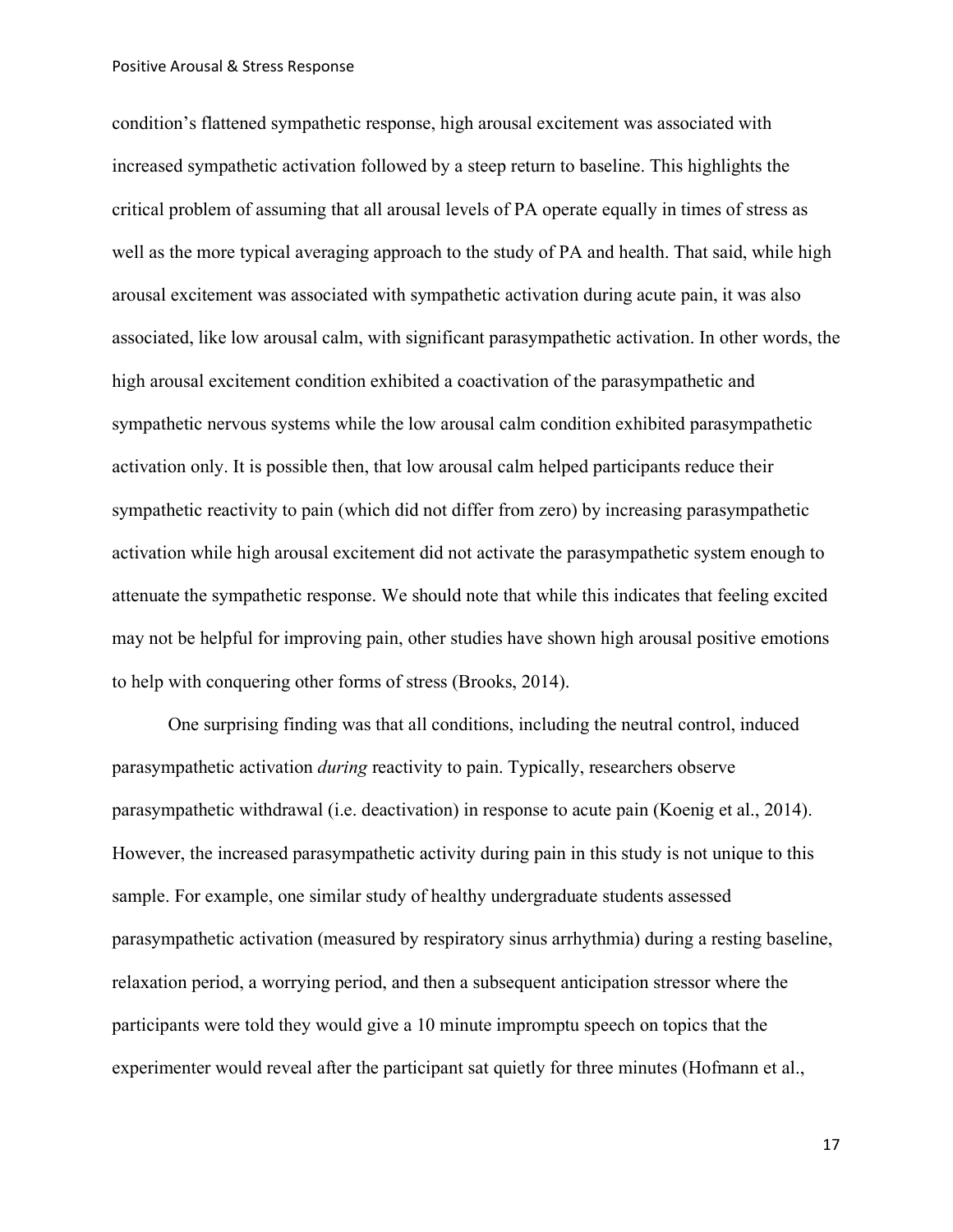condition's flattened sympathetic response, high arousal excitement was associated with increased sympathetic activation followed by a steep return to baseline. This highlights the critical problem of assuming that all arousal levels of PA operate equally in times of stress as well as the more typical averaging approach to the study of PA and health. That said, while high arousal excitement was associated with sympathetic activation during acute pain, it was also associated, like low arousal calm, with significant parasympathetic activation. In other words, the high arousal excitement condition exhibited a coactivation of the parasympathetic and sympathetic nervous systems while the low arousal calm condition exhibited parasympathetic activation only. It is possible then, that low arousal calm helped participants reduce their sympathetic reactivity to pain (which did not differ from zero) by increasing parasympathetic activation while high arousal excitement did not activate the parasympathetic system enough to attenuate the sympathetic response. We should note that while this indicates that feeling excited may not be helpful for improving pain, other studies have shown high arousal positive emotions to help with conquering other forms of stress (Brooks, 2014).

One surprising finding was that all conditions, including the neutral control, induced parasympathetic activation *during* reactivity to pain. Typically, researchers observe parasympathetic withdrawal (i.e. deactivation) in response to acute pain (Koenig et al., 2014). However, the increased parasympathetic activity during pain in this study is not unique to this sample. For example, one similar study of healthy undergraduate students assessed parasympathetic activation (measured by respiratory sinus arrhythmia) during a resting baseline, relaxation period, a worrying period, and then a subsequent anticipation stressor where the participants were told they would give a 10 minute impromptu speech on topics that the experimenter would reveal after the participant sat quietly for three minutes (Hofmann et al.,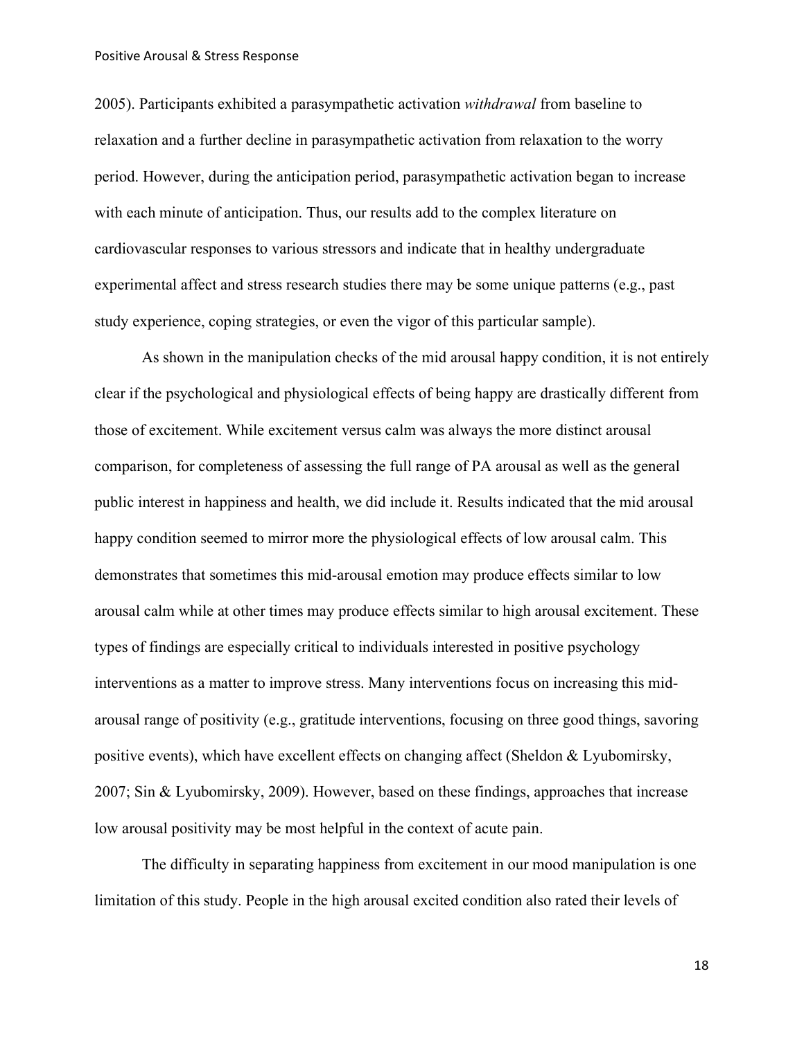2005). Participants exhibited a parasympathetic activation *withdrawal* from baseline to relaxation and a further decline in parasympathetic activation from relaxation to the worry period. However, during the anticipation period, parasympathetic activation began to increase with each minute of anticipation. Thus, our results add to the complex literature on cardiovascular responses to various stressors and indicate that in healthy undergraduate experimental affect and stress research studies there may be some unique patterns (e.g., past study experience, coping strategies, or even the vigor of this particular sample).

As shown in the manipulation checks of the mid arousal happy condition, it is not entirely clear if the psychological and physiological effects of being happy are drastically different from those of excitement. While excitement versus calm was always the more distinct arousal comparison, for completeness of assessing the full range of PA arousal as well as the general public interest in happiness and health, we did include it. Results indicated that the mid arousal happy condition seemed to mirror more the physiological effects of low arousal calm. This demonstrates that sometimes this mid-arousal emotion may produce effects similar to low arousal calm while at other times may produce effects similar to high arousal excitement. These types of findings are especially critical to individuals interested in positive psychology interventions as a matter to improve stress. Many interventions focus on increasing this mid-arousal range of positivity (e.g., gratitude interventions, focusing on three good things, savoring positive events), which have excellent effects on changing affect (Sheldon & Lyubomirsky, 2007; Sin & Lyubomirsky, 2009). However, based on these findings, approaches that increase low arousal positivity may be most helpful in the context of acute pain.

The difficulty in separating happiness from excitement in our mood manipulation is one limitation of this study. People in the high arousal excited condition also rated their levels of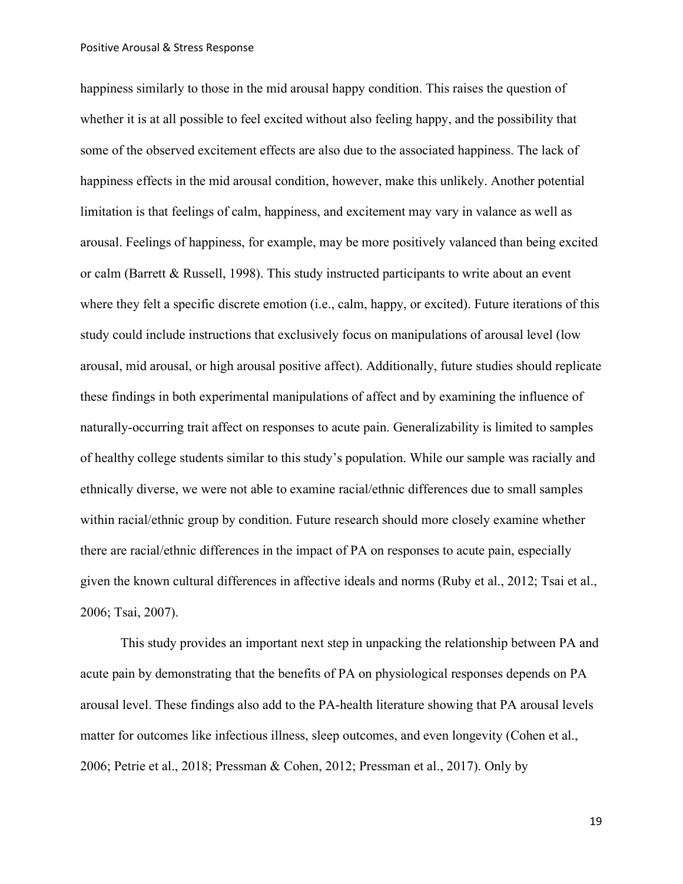happiness similarly to those in the mid arousal happy condition. This raises the question of whether it is at all possible to feel excited without also feeling happy, and the possibility that some of the observed excitement effects are also due to the associated happiness. The lack of happiness effects in the mid arousal condition, however, make this unlikely. Another potential limitation is that feelings of calm, happiness, and excitement may vary in valance as well as arousal. Feelings of happiness, for example, may be more positively valanced than being excited or calm (Barrett & Russell, 1998). This study instructed participants to write about an event where they felt a specific discrete emotion (i.e., calm, happy, or excited). Future iterations of this study could include instructions that exclusively focus on manipulations of arousal level (low arousal, mid arousal, or high arousal positive affect). Additionally, future studies should replicate these findings in both experimental manipulations of affect and by examining the influence of naturally-occurring trait affect on responses to acute pain. Generalizability is limited to samples of healthy college students similar to this study's population. While our sample was racially and ethnically diverse, we were not able to examine racial/ethnic differences due to small samples within racial/ethnic group by condition. Future research should more closely examine whether there are racial/ethnic differences in the impact of PA on responses to acute pain, especially given the known cultural differences in affective ideals and norms (Ruby et al., 2012; Tsai et al., 2006; Tsai, 2007).

This study provides an important next step in unpacking the relationship between PA and acute pain by demonstrating that the benefits of PA on physiological responses depends on PA arousal level. These findings also add to the PA-health literature showing that PA arousal levels matter for outcomes like infectious illness, sleep outcomes, and even longevity (Cohen et al., 2006; Petrie et al., 2018; Pressman & Cohen, 2012; Pressman et al., 2017). Only by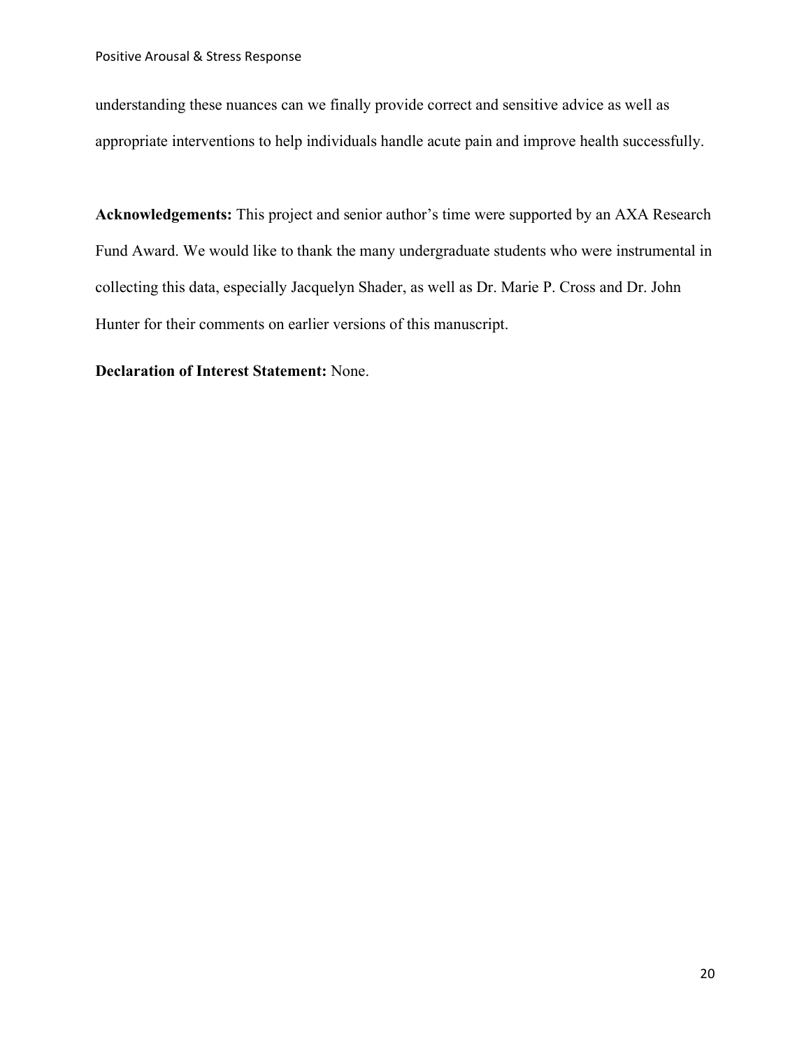understanding these nuances can we finally provide correct and sensitive advice as well as appropriate interventions to help individuals handle acute pain and improve health successfully.

**Acknowledgements:** This project and senior author's time were supported by an AXA Research Fund Award. We would like to thank the many undergraduate students who were instrumental in collecting this data, especially Jacquelyn Shader, as well as Dr. Marie P. Cross and Dr. John Hunter for their comments on earlier versions of this manuscript.

**Declaration of Interest Statement:** None.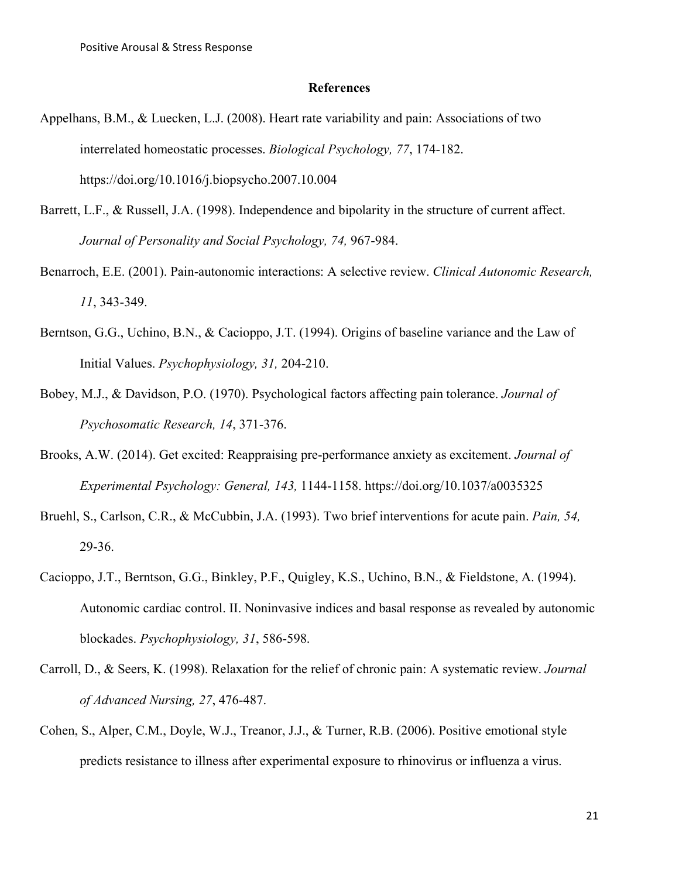## References

Appelhans, B.M., & Luecken, L.J. (2008). Heart rate variability and pain: Associations of two interrelated homeostatic processes. *Biological Psychology, 77*, 174-182. https://doi.org/10.1016/j.biopsycho.2007.10.004

Barrett, L.F., & Russell, J.A. (1998). Independence and bipolarity in the structure of current affect. *Journal of Personality and Social Psychology, 74,* 967-984.

Benarroch, E.E. (2001). Pain-autonomic interactions: A selective review. *Clinical Autonomic Research, 11*, 343-349.

Berntson, G.G., Uchino, B.N., & Cacioppo, J.T. (1994). Origins of baseline variance and the Law of Initial Values. *Psychophysiology, 31,* 204-210.

Bobey, M.J., & Davidson, P.O. (1970). Psychological factors affecting pain tolerance. *Journal of Psychosomatic Research, 14*, 371-376.

Brooks, A.W. (2014). Get excited: Reappraising pre-performance anxiety as excitement. *Journal of Experimental Psychology: General, 143,* 1144-1158. https://doi.org/10.1037/a0035325

Bruehl, S., Carlson, C.R., & McCubbin, J.A. (1993). Two brief interventions for acute pain. *Pain, 54,* 29-36.

Cacioppo, J.T., Berntson, G.G., Binkley, P.F., Quigley, K.S., Uchino, B.N., & Fieldstone, A. (1994). Autonomic cardiac control. II. Noninvasive indices and basal response as revealed by autonomic blockades. *Psychophysiology, 31*, 586-598.

Carroll, D., & Seers, K. (1998). Relaxation for the relief of chronic pain: A systematic review. *Journal of Advanced Nursing, 27*, 476-487.

Cohen, S., Alper, C.M., Doyle, W.J., Treanor, J.J., & Turner, R.B. (2006). Positive emotional style predicts resistance to illness after experimental exposure to rhinovirus or influenza a virus.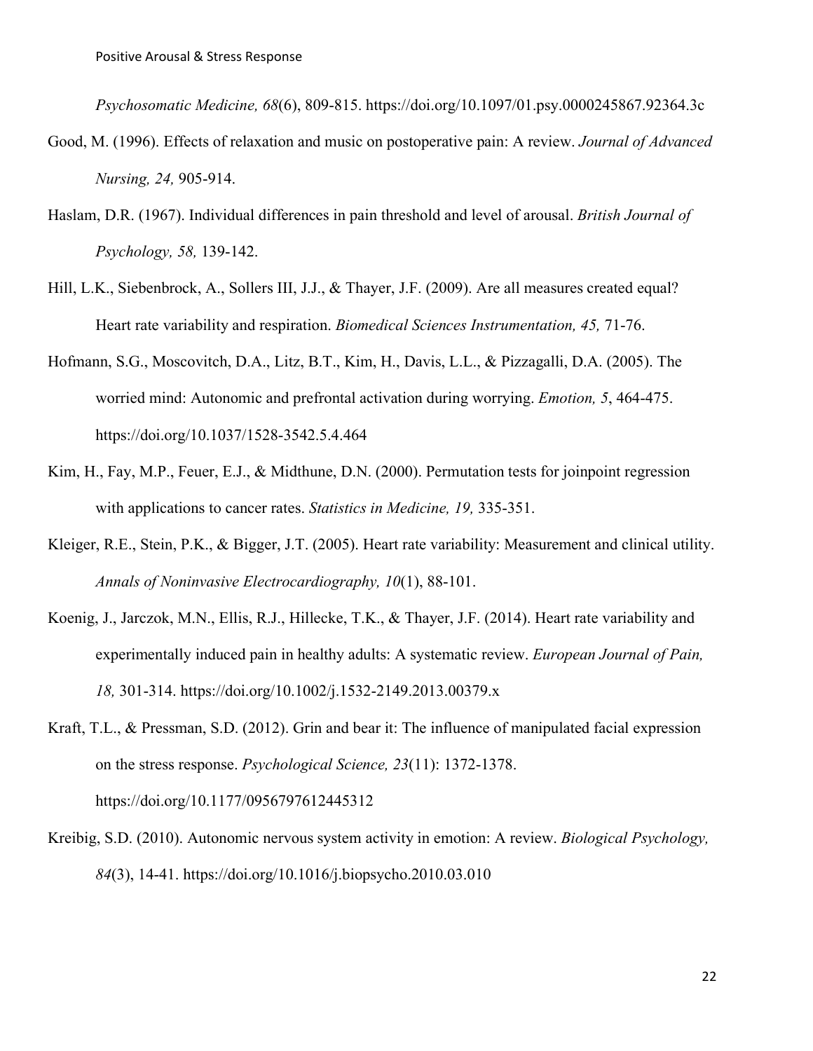*Psychosomatic Medicine, 68*(6), 809-815. https://doi.org/10.1097/01.psy.0000245867.92364.3c

Good, M. (1996). Effects of relaxation and music on postoperative pain: A review. *Journal of Advanced Nursing, 24,* 905-914.

Haslam, D.R. (1967). Individual differences in pain threshold and level of arousal. *British Journal of Psychology, 58,* 139-142.

Hill, L.K., Siebenbrock, A., Sollers III, J.J., & Thayer, J.F. (2009). Are all measures created equal? Heart rate variability and respiration. *Biomedical Sciences Instrumentation, 45,* 71-76.

Hofmann, S.G., Moscovitch, D.A., Litz, B.T., Kim, H., Davis, L.L., & Pizzagalli, D.A. (2005). The worried mind: Autonomic and prefrontal activation during worrying. *Emotion, 5*, 464-475. https://doi.org/10.1037/1528-3542.5.4.464

Kim, H., Fay, M.P., Feuer, E.J., & Midthune, D.N. (2000). Permutation tests for joinpoint regression with applications to cancer rates. *Statistics in Medicine, 19,* 335-351.

Kleiger, R.E., Stein, P.K., & Bigger, J.T. (2005). Heart rate variability: Measurement and clinical utility. *Annals of Noninvasive Electrocardiography, 10*(1), 88-101.

Koenig, J., Jarczok, M.N., Ellis, R.J., Hillecke, T.K., & Thayer, J.F. (2014). Heart rate variability and experimentally induced pain in healthy adults: A systematic review. *European Journal of Pain, 18,* 301-314. https://doi.org/10.1002/j.1532-2149.2013.00379.x

Kraft, T.L., & Pressman, S.D. (2012). Grin and bear it: The influence of manipulated facial expression on the stress response. *Psychological Science, 23*(11): 1372-1378. https://doi.org/10.1177/0956797612445312

Kreibig, S.D. (2010). Autonomic nervous system activity in emotion: A review. *Biological Psychology, 84*(3), 14-41. https://doi.org/10.1016/j.biopsycho.2010.03.010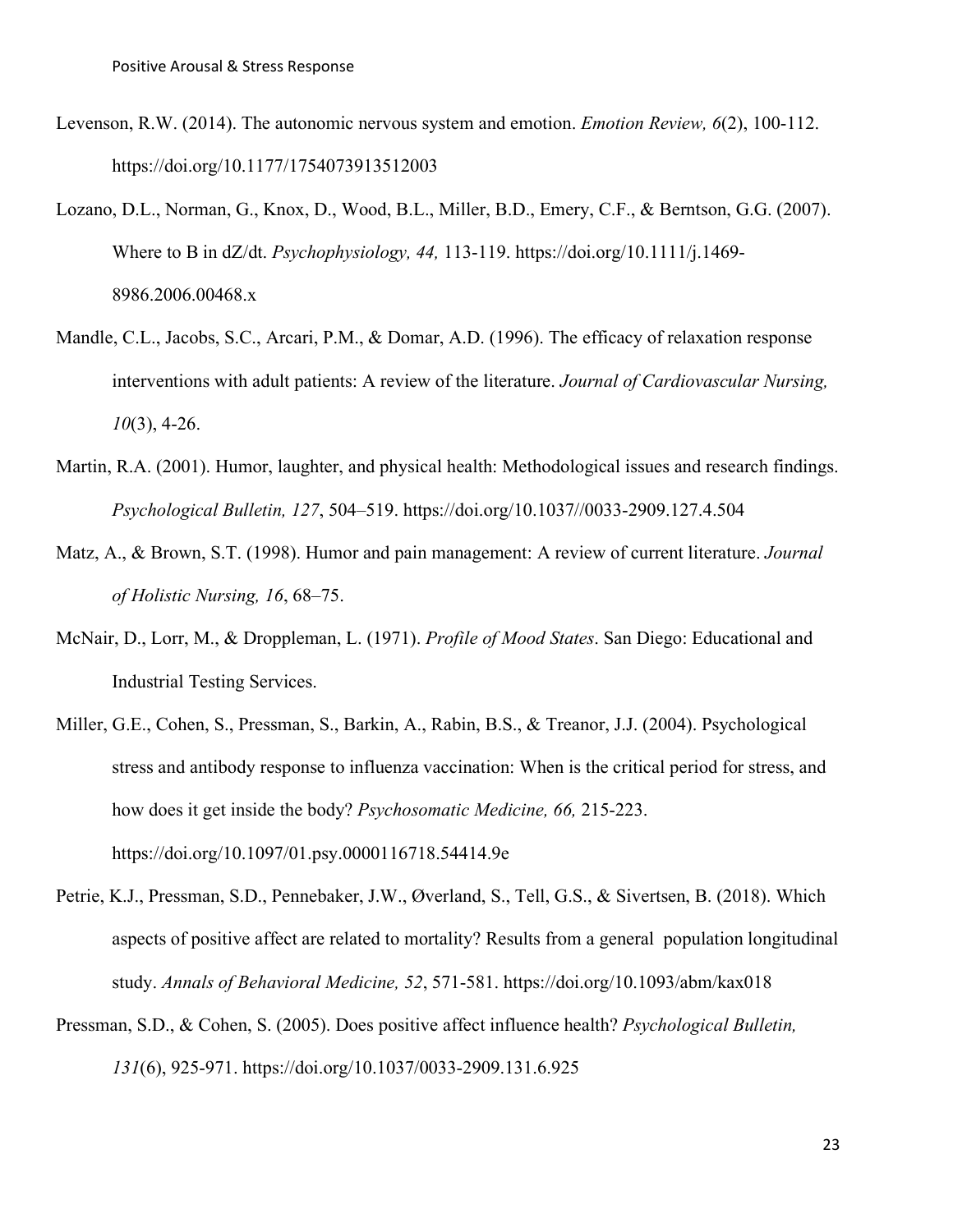Levenson, R.W. (2014). The autonomic nervous system and emotion. *Emotion Review, 6*(2), 100-112. https://doi.org/10.1177/1754073913512003

Lozano, D.L., Norman, G., Knox, D., Wood, B.L., Miller, B.D., Emery, C.F., & Berntson, G.G. (2007). Where to B in dZ/dt. *Psychophysiology, 44,* 113-119. https://doi.org/10.1111/j.1469-8986.2006.00468.x

Mandle, C.L., Jacobs, S.C., Arcari, P.M., & Domar, A.D. (1996). The efficacy of relaxation response interventions with adult patients: A review of the literature. *Journal of Cardiovascular Nursing, 10*(3), 4-26.

Martin, R.A. (2001). Humor, laughter, and physical health: Methodological issues and research findings. *Psychological Bulletin, 127*, 504–519. https://doi.org/10.1037//0033-2909.127.4.504

Matz, A., & Brown, S.T. (1998). Humor and pain management: A review of current literature. *Journal of Holistic Nursing, 16*, 68–75.

McNair, D., Lorr, M., & Droppleman, L. (1971). *Profile of Mood States*. San Diego: Educational and Industrial Testing Services.

Miller, G.E., Cohen, S., Pressman, S., Barkin, A., Rabin, B.S., & Treanor, J.J. (2004). Psychological stress and antibody response to influenza vaccination: When is the critical period for stress, and how does it get inside the body? *Psychosomatic Medicine, 66,* 215-223. https://doi.org/10.1097/01.psy.0000116718.54414.9e

Petrie, K.J., Pressman, S.D., Pennebaker, J.W., Øverland, S., Tell, G.S., & Sivertsen, B. (2018). Which aspects of positive affect are related to mortality? Results from a general population longitudinal study. *Annals of Behavioral Medicine, 52*, 571-581. https://doi.org/10.1093/abm/kax018

Pressman, S.D., & Cohen, S. (2005). Does positive affect influence health? *Psychological Bulletin, 131*(6), 925-971. https://doi.org/10.1037/0033-2909.131.6.925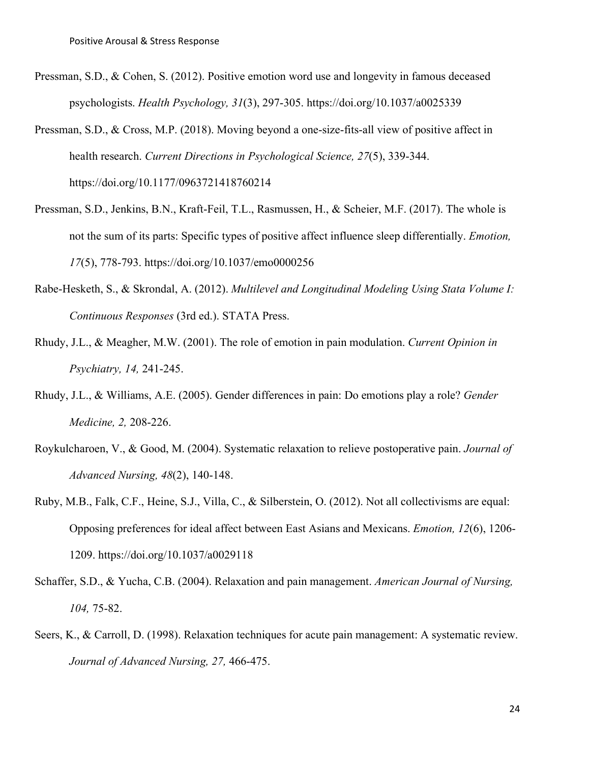Pressman, S.D., & Cohen, S. (2012). Positive emotion word use and longevity in famous deceased psychologists. *Health Psychology, 31*(3), 297-305. https://doi.org/10.1037/a0025339

Pressman, S.D., & Cross, M.P. (2018). Moving beyond a one-size-fits-all view of positive affect in health research. *Current Directions in Psychological Science, 27*(5), 339-344. https://doi.org/10.1177/0963721418760214

Pressman, S.D., Jenkins, B.N., Kraft-Feil, T.L., Rasmussen, H., & Scheier, M.F. (2017). The whole is not the sum of its parts: Specific types of positive affect influence sleep differentially. *Emotion, 17*(5), 778-793. https://doi.org/10.1037/emo0000256

Rabe-Hesketh, S., & Skrondal, A. (2012). *Multilevel and Longitudinal Modeling Using Stata Volume I: Continuous Responses* (3rd ed.). STATA Press.

Rhudy, J.L., & Meagher, M.W. (2001). The role of emotion in pain modulation. *Current Opinion in Psychiatry, 14,* 241-245.

Rhudy, J.L., & Williams, A.E. (2005). Gender differences in pain: Do emotions play a role? *Gender Medicine, 2,* 208-226.

Roykulcharoen, V., & Good, M. (2004). Systematic relaxation to relieve postoperative pain. *Journal of Advanced Nursing, 48*(2), 140-148.

Ruby, M.B., Falk, C.F., Heine, S.J., Villa, C., & Silberstein, O. (2012). Not all collectivisms are equal: Opposing preferences for ideal affect between East Asians and Mexicans. *Emotion, 12*(6), 1206-1209. https://doi.org/10.1037/a0029118

Schaffer, S.D., & Yucha, C.B. (2004). Relaxation and pain management. *American Journal of Nursing, 104,* 75-82.

Seers, K., & Carroll, D. (1998). Relaxation techniques for acute pain management: A systematic review. *Journal of Advanced Nursing, 27,* 466-475.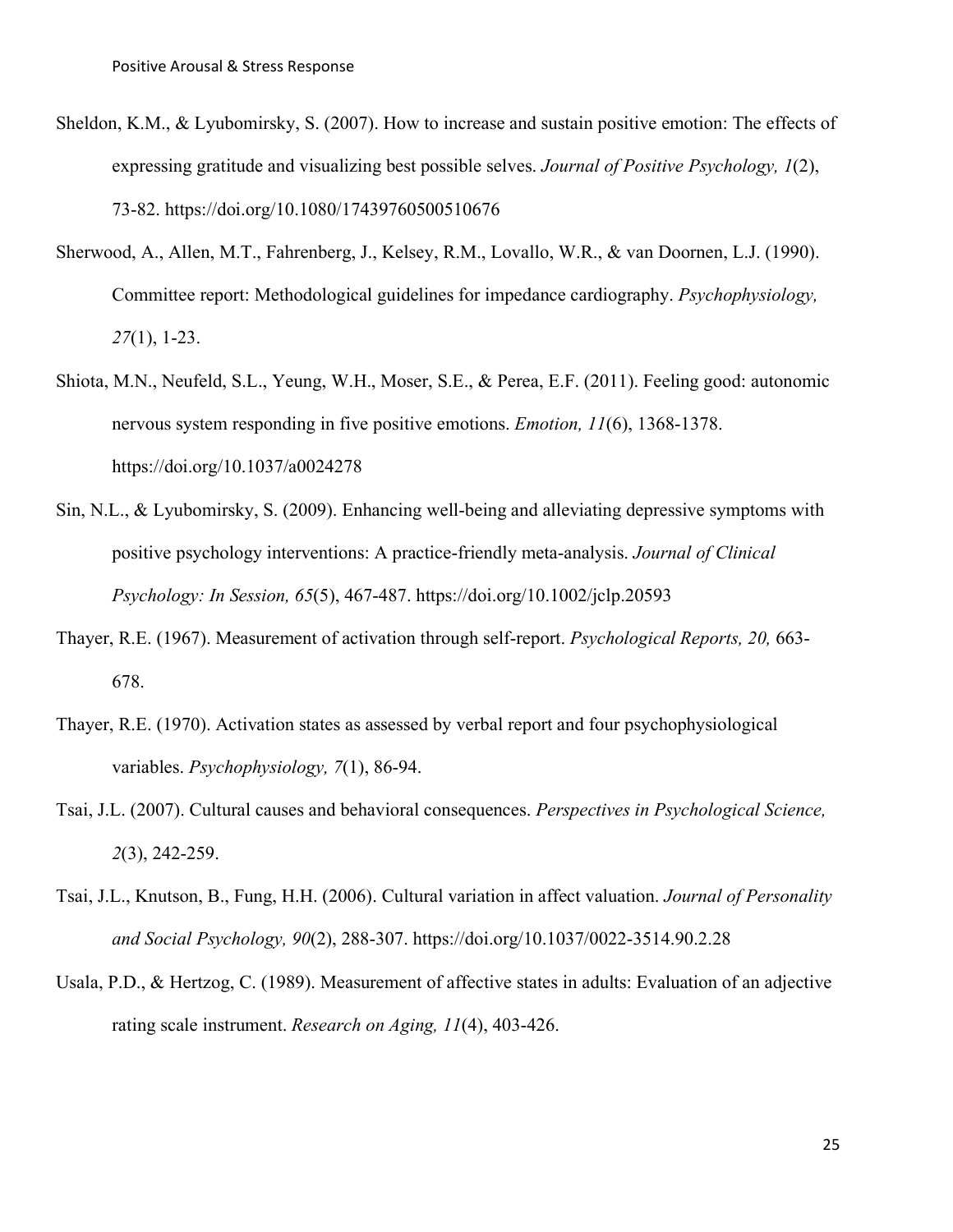Sheldon, K.M., & Lyubomirsky, S. (2007). How to increase and sustain positive emotion: The effects of expressing gratitude and visualizing best possible selves. *Journal of Positive Psychology, 1*(2), 73-82. https://doi.org/10.1080/17439760500510676

Sherwood, A., Allen, M.T., Fahrenberg, J., Kelsey, R.M., Lovallo, W.R., & van Doornen, L.J. (1990). Committee report: Methodological guidelines for impedance cardiography. *Psychophysiology, 27*(1), 1-23.

Shiota, M.N., Neufeld, S.L., Yeung, W.H., Moser, S.E., & Perea, E.F. (2011). Feeling good: autonomic nervous system responding in five positive emotions. *Emotion, 11*(6), 1368-1378. https://doi.org/10.1037/a0024278

Sin, N.L., & Lyubomirsky, S. (2009). Enhancing well-being and alleviating depressive symptoms with positive psychology interventions: A practice-friendly meta-analysis. *Journal of Clinical Psychology: In Session, 65*(5), 467-487. https://doi.org/10.1002/jclp.20593

Thayer, R.E. (1967). Measurement of activation through self-report. *Psychological Reports, 20,* 663-678.

Thayer, R.E. (1970). Activation states as assessed by verbal report and four psychophysiological variables. *Psychophysiology, 7*(1), 86-94.

Tsai, J.L. (2007). Cultural causes and behavioral consequences. *Perspectives in Psychological Science, 2*(3), 242-259.

Tsai, J.L., Knutson, B., Fung, H.H. (2006). Cultural variation in affect valuation. *Journal of Personality and Social Psychology, 90*(2), 288-307. https://doi.org/10.1037/0022-3514.90.2.28

Usala, P.D., & Hertzog, C. (1989). Measurement of affective states in adults: Evaluation of an adjective rating scale instrument. *Research on Aging, 11*(4), 403-426.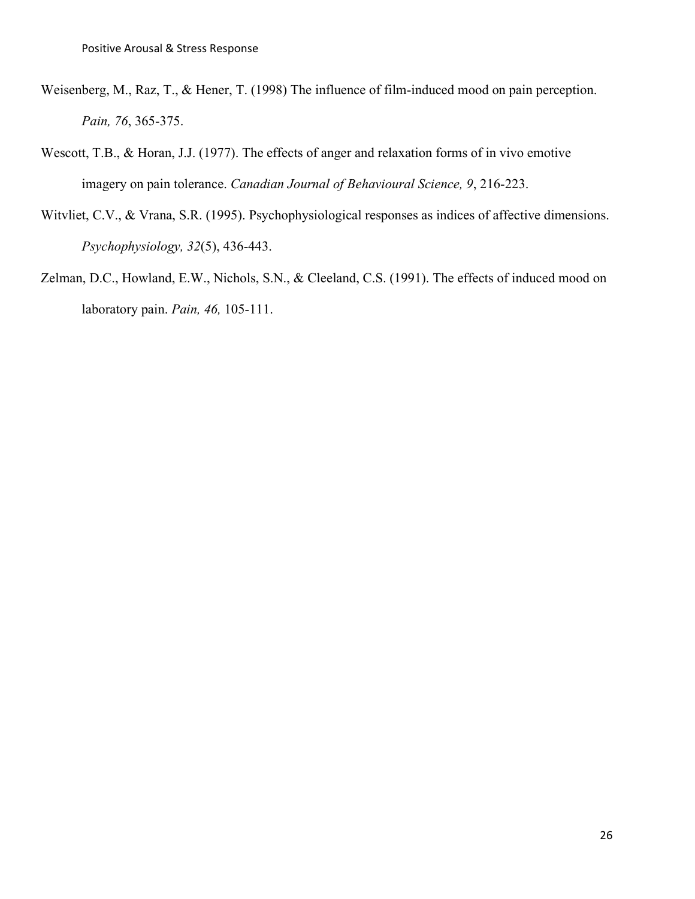Weisenberg, M., Raz, T., & Hener, T. (1998) The influence of film-induced mood on pain perception. *Pain, 76*, 365-375.

Wescott, T.B., & Horan, J.J. (1977). The effects of anger and relaxation forms of in vivo emotive imagery on pain tolerance. *Canadian Journal of Behavioural Science, 9*, 216-223.

Witvliet, C.V., & Vrana, S.R. (1995). Psychophysiological responses as indices of affective dimensions. *Psychophysiology, 32*(5), 436-443.

Zelman, D.C., Howland, E.W., Nichols, S.N., & Cleeland, C.S. (1991). The effects of induced mood on laboratory pain. *Pain, 46,* 105-111.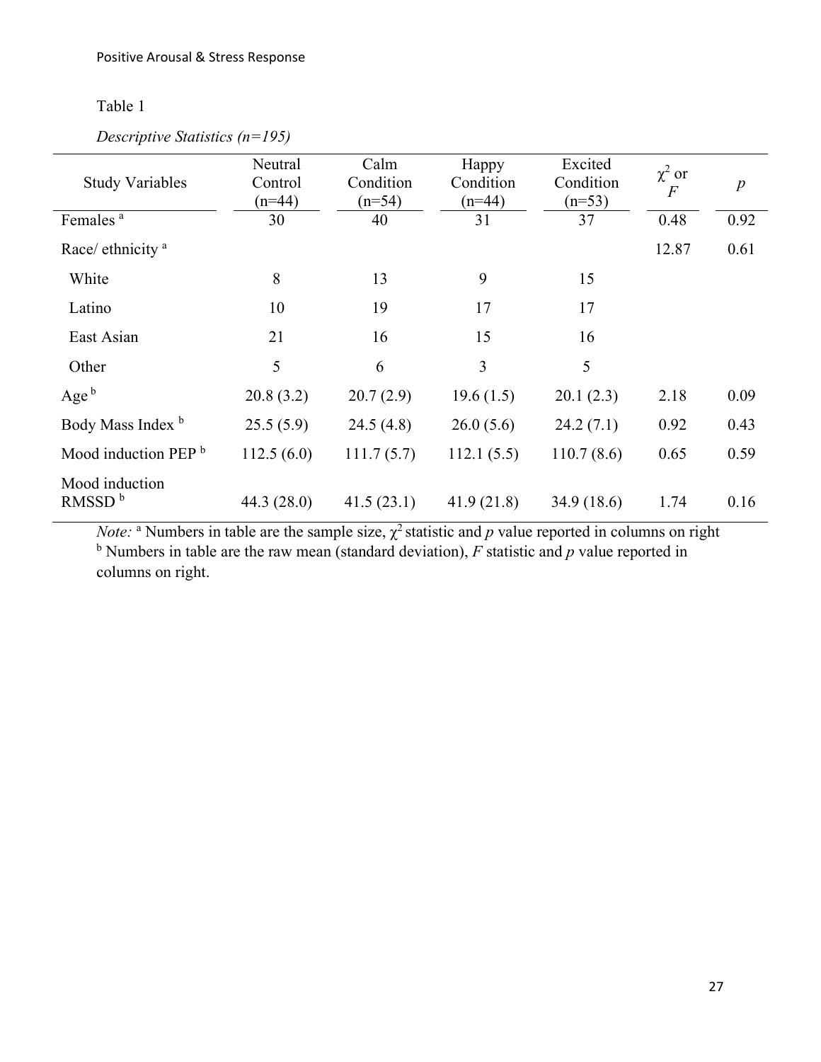Table 1

*Descriptive Statistics (n=195)*

| Study Variables | Neutral Control (n=44) | Calm Condition (n=54) | Happy Condition (n=44) | Excited Condition (n=53) | $\chi^2$ or $F$ | $p$ |
|---|---|---|---|---|---|---|
| Females [a] | 30 | 40 | 31 | 37 | 0.48 | 0.92 |
| Race/ ethnicity [a] | | | | | 12.87 | 0.61 |
| White | 8 | 13 | 9 | 15 | | |
| Latino | 10 | 19 | 17 | 17 | | |
| East Asian | 21 | 16 | 15 | 16 | | |
| Other | 5 | 6 | 3 | 5 | | |
| Age [b] | 20.8 (3.2) | 20.7 (2.9) | 19.6 (1.5) | 20.1 (2.3) | 2.18 | 0.09 |
| Body Mass Index [b] | 25.5 (5.9) | 24.5 (4.8) | 26.0 (5.6) | 24.2 (7.1) | 0.92 | 0.43 |
| Mood induction PEP [b] | 112.5 (6.0) | 111.7 (5.7) | 112.1 (5.5) | 110.7 (8.6) | 0.65 | 0.59 |
| Mood induction RMSSD [b] | 44.3 (28.0) | 41.5 (23.1) | 41.9 (21.8) | 34.9 (18.6) | 1.74 | 0.16 |

*Note:* [a] Numbers in table are the sample size, $\chi^2$ statistic and $p$ value reported in columns on right
[b] Numbers in table are the raw mean (standard deviation), $F$ statistic and $p$ value reported in columns on right.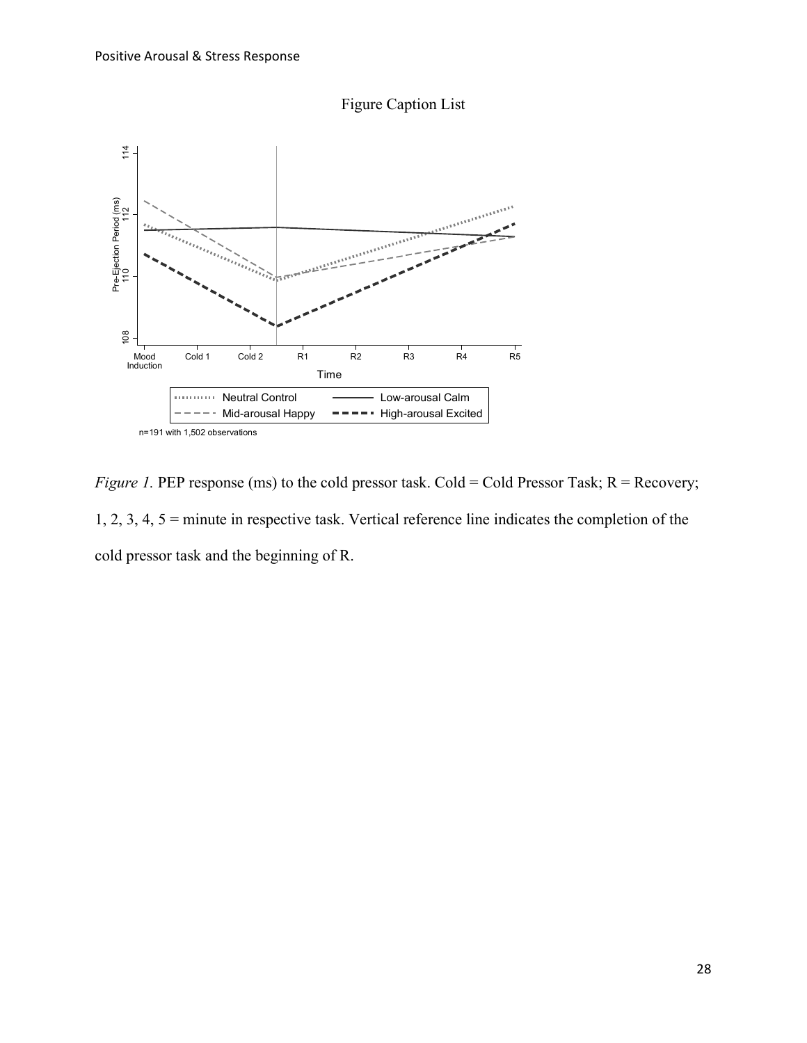Figure Caption List

*Figure 1.* PEP response (ms) to the cold pressor task. Cold = Cold Pressor Task; R = Recovery; 1, 2, 3, 4, 5 = minute in respective task. Vertical reference line indicates the completion of the cold pressor task and the beginning of R.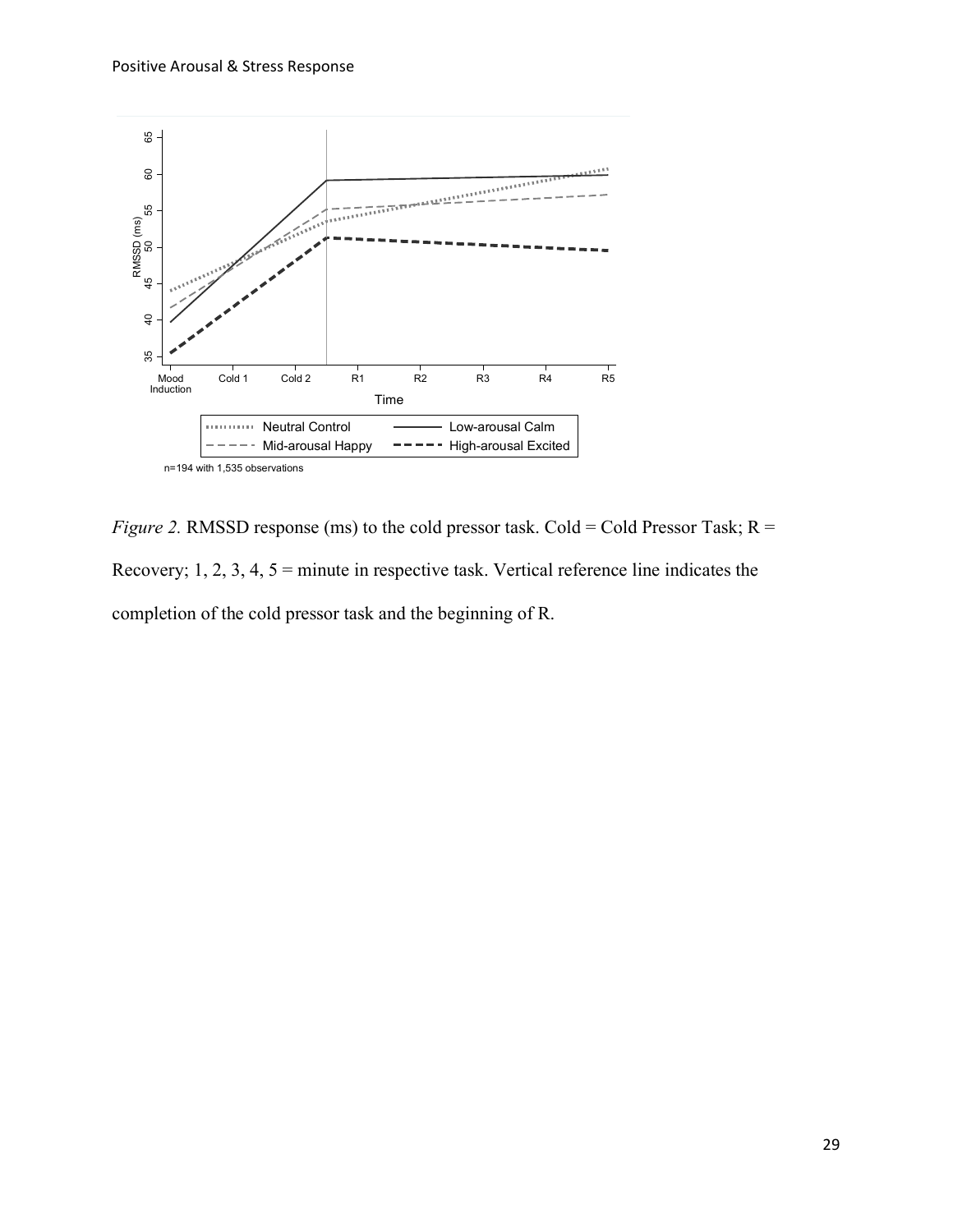65
60
55
50
45
40
35

RMSSD (ms)

Mood Induction
Cold 1
Cold 2
R1
R2
R3
R4
R5

Time

Neutral Control
Low-arousal Calm
Mid-arousal Happy
High-arousal Excited

n=194 with 1,535 observations

*Figure 2.* RMSSD response (ms) to the cold pressor task. Cold = Cold Pressor Task; R = Recovery; 1, 2, 3, 4, 5 = minute in respective task. Vertical reference line indicates the completion of the cold pressor task and the beginning of R.